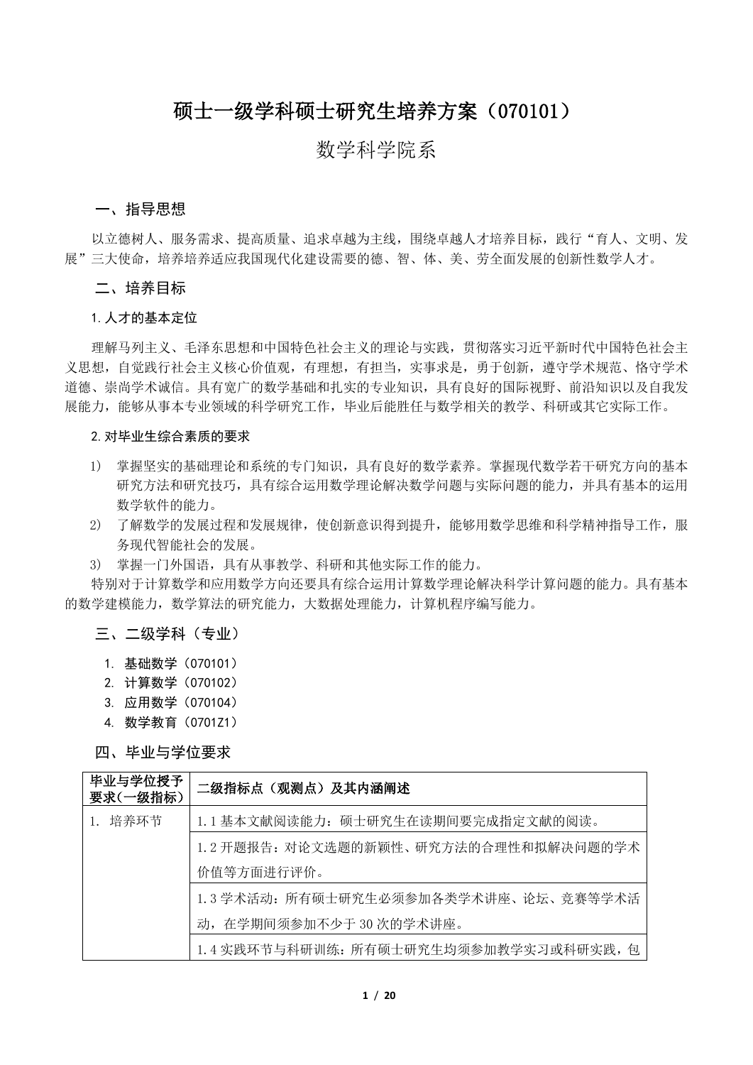# 硕士一级学科硕士研究生培养方案（070101）

数学科学院系

## 一、指导思想

以立德树人、服务需求、提高质量、追求卓越为主线，围绕卓越人才培养目标，践行“育人、文明、发展”三大使命，培养培养适应我国现代化建设需要的德、智、体、美、劳全面发展的创新性数学人才。

## 二、培养目标

### 1. 人才的基本定位

理解马列主义、毛泽东思想和中国特色社会主义的理论与实践，贯彻落实习近平新时代中国特色社会主义思想，自觉践行社会主义核心价值观，有理想，有担当，实事求是，勇于创新，遵守学术规范、恪守学术道德、崇尚学术诚信。具有宽广的数学基础和扎实的专业知识，具有良好的国际视野、前沿知识以及自我发展能力，能够从事本专业领域的科学研究工作，毕业后能胜任与数学相关的教学、科研或其它实际工作。

### 2. 对毕业生综合素质的要求

1) 掌握坚实的基础理论和系统的专门知识，具有良好的数学素养。掌握现代数学若干研究方向的基本研究方法和研究技巧，具有综合运用数学理论解决数学问题与实际问题的能力，并具有基本的运用数学软件的能力。
2) 了解数学的发展过程和发展规律，使创新意识得到提升，能够用数学思维和科学精神指导工作，服务现代智能社会的发展。
3) 掌握一门外国语，具有从事教学、科研和其他实际工作的能力。

特别对于计算数学和应用数学方向还要具有综合运用计算数学理论解决科学计算问题的能力。具有基本的数学建模能力，数学算法的研究能力，大数据处理能力，计算机程序编写能力。

## 三、二级学科（专业）

1. 基础数学（070101）
2. 计算数学（070102）
3. 应用数学（070104）
4. 数学教育（0701Z1）

## 四、毕业与学位要求

| 毕业与学位授予要求（一级指标） | 二级指标点（观测点）及其内涵阐述 |
| --- | --- |
| 1. 培养环节 | 1.1 基本文献阅读能力：硕士研究生在读期间要完成指定文献的阅读。 |
| | 1.2 开题报告：对论文选题的新颖性、研究方法的合理性和拟解决问题的学术价值等方面进行评价。 |
| | 1.3 学术活动：所有硕士研究生必须参加各类学术讲座、论坛、竞赛等学术活动，在学期间须参加不少于 30 次的学术讲座。 |
| | 1.4 实践环节与科研训练：所有硕士研究生均须参加教学实习或科研实践，包 |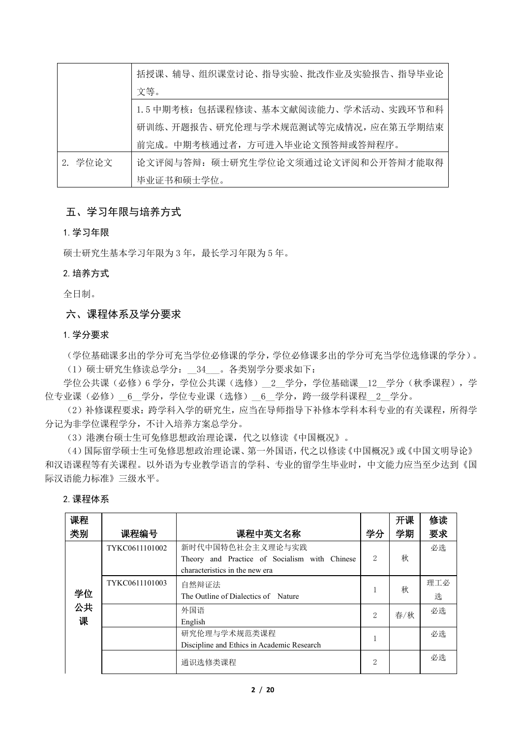| | |
|---|---|
| | 括授课、辅导、组织课堂讨论、指导实验、批改作业及实验报告、指导毕业论文等。 |
| | 1.5 中期考核：包括课程修读、基本文献阅读能力、学术活动、实践环节和科研训练、开题报告、研究伦理与学术规范测试等完成情况，应在第五学期结束前完成。中期考核通过者，方可进入毕业论文预答辩或答辩程序。 |
| 2. 学位论文 | 论文评阅与答辩：硕士研究生学位论文须通过论文评阅和公开答辩才能取得毕业证书和硕士学位。 |

## 五、学习年限与培养方式

### 1. 学习年限

硕士研究生基本学习年限为 3 年，最长学习年限为 5 年。

### 2. 培养方式

全日制。

## 六、课程体系及学分要求

### 1. 学分要求

（学位基础课多出的学分可充当学位必修课的学分，学位必修课多出的学分可充当学位选修课的学分）。

（1）硕士研究生修读总学分：__34___。各类别学分要求如下：

学位公共课（必修）6 学分，学位公共课（选修）__2__学分，学位基础课__12__学分（秋季课程），学位专业课（必修）__6__学分，学位专业课（选修）__6__学分，跨一级学科课程__2__学分。

（2）补修课程要求：跨学科入学的研究生，应当在导师指导下补修本学科本科专业的有关课程，所得学分记为非学位课程学分，不计入培养方案总学分。

（3）港澳台硕士生可免修思想政治理论课，代之以修读《中国概况》。

（4）国际留学硕士生可免修思想政治理论课、第一外国语，代之以修读《中国概况》或《中国文明导论》和汉语课程等有关课程。以外语为专业教学语言的学科、专业的留学生毕业时，中文能力应当至少达到《国际汉语能力标准》三级水平。

### 2. 课程体系

| 课程类别 | 课程编号 | 课程中英文名称 | 学分 | 开课学期 | 修读要求 |
|---|---|---|---|---|---|
| 学位公共课 | TYKC0611101002 | 新时代中国特色社会主义理论与实践<br>Theory and Practice of Socialism with Chinese characteristics in the new era | 2 | 秋 | 必选 |
| | TYKC0611101003 | 自然辩证法<br>The Outline of Dialectics of Nature | 1 | 秋 | 理工必选 |
| | | 外国语<br>English | 2 | 春/秋 | 必选 |
| | | 研究伦理与学术规范类课程<br>Discipline and Ethics in Academic Research | 1 | | 必选 |
| | | 通识选修类课程 | 2 | | 必选 |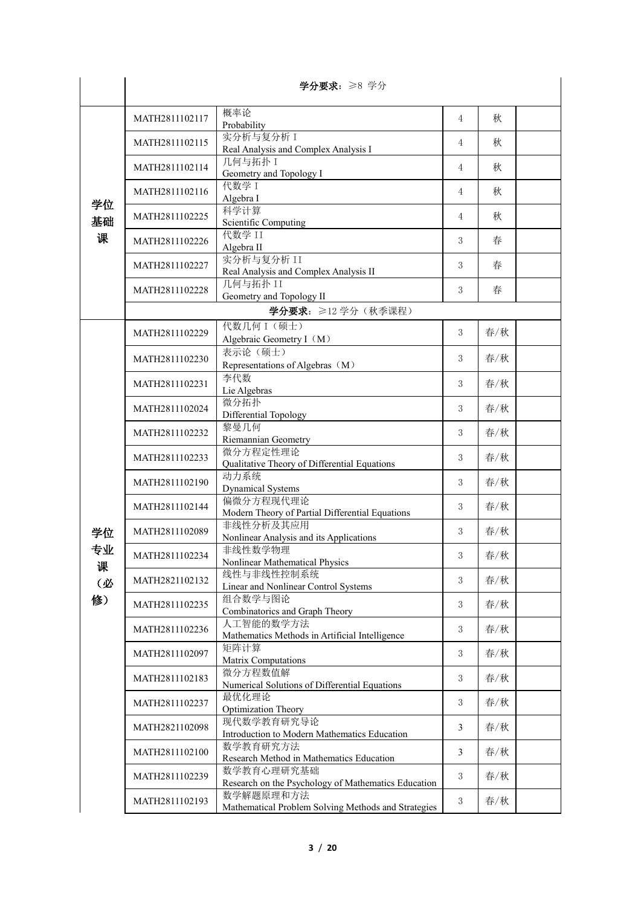| | | | | | |
|---|---|---|---|---|---|
| | **学分要求：**≥8 学分 | | | | |
| 学位基础课 | MATH2811102117 | 概率论<br>Probability | 4 | 秋 | |
| | MATH2811102115 | 实分析与复分析 I<br>Real Analysis and Complex Analysis I | 4 | 秋 | |
| | MATH2811102114 | 几何与拓扑 I<br>Geometry and Topology I | 4 | 秋 | |
| | MATH2811102116 | 代数学 I<br>Algebra I | 4 | 秋 | |
| | MATH2811102225 | 科学计算<br>Scientific Computing | 4 | 秋 | |
| | MATH2811102226 | 代数学 II<br>Algebra II | 3 | 春 | |
| | MATH2811102227 | 实分析与复分析 II<br>Real Analysis and Complex Analysis II | 3 | 春 | |
| | MATH2811102228 | 几何与拓扑 II<br>Geometry and Topology II | 3 | 春 | |
| | **学分要求：**≥12 学分（秋季课程） | | | | |
| 学位专业课（必修） | MATH2811102229 | 代数几何 I（硕士）<br>Algebraic Geometry I（M） | 3 | 春/秋 | |
| | MATH2811102230 | 表示论（硕士）<br>Representations of Algebras（M） | 3 | 春/秋 | |
| | MATH2811102231 | 李代数<br>Lie Algebras | 3 | 春/秋 | |
| | MATH2811102024 | 微分拓扑<br>Differential Topology | 3 | 春/秋 | |
| | MATH2811102232 | 黎曼几何<br>Riemannian Geometry | 3 | 春/秋 | |
| | MATH2811102233 | 微分方程定性理论<br>Qualitative Theory of Differential Equations | 3 | 春/秋 | |
| | MATH2811102190 | 动力系统<br>Dynamical Systems | 3 | 春/秋 | |
| | MATH2811102144 | 偏微分方程现代理论<br>Modern Theory of Partial Differential Equations | 3 | 春/秋 | |
| | MATH2811102089 | 非线性分析及其应用<br>Nonlinear Analysis and its Applications | 3 | 春/秋 | |
| | MATH2811102234 | 非线性数学物理<br>Nonlinear Mathematical Physics | 3 | 春/秋 | |
| | MATH2821102132 | 线性与非线性控制系统<br>Linear and Nonlinear Control Systems | 3 | 春/秋 | |
| | MATH2811102235 | 组合数学与图论<br>Combinatorics and Graph Theory | 3 | 春/秋 | |
| | MATH2811102236 | 人工智能的数学方法<br>Mathematics Methods in Artificial Intelligence | 3 | 春/秋 | |
| | MATH2811102097 | 矩阵计算<br>Matrix Computations | 3 | 春/秋 | |
| | MATH2811102183 | 微分方程数值解<br>Numerical Solutions of Differential Equations | 3 | 春/秋 | |
| | MATH2811102237 | 最优化理论<br>Optimization Theory | 3 | 春/秋 | |
| | MATH2821102098 | 现代数学教育研究导论<br>Introduction to Modern Mathematics Education | 3 | 春/秋 | |
| | MATH2811102100 | 数学教育研究方法<br>Research Method in Mathematics Education | 3 | 春/秋 | |
| | MATH2811102239 | 数学教育心理研究基础<br>Research on the Psychology of Mathematics Education | 3 | 春/秋 | |
| | MATH2811102193 | 数学解题原理和方法<br>Mathematical Problem Solving Methods and Strategies | 3 | 春/秋 | |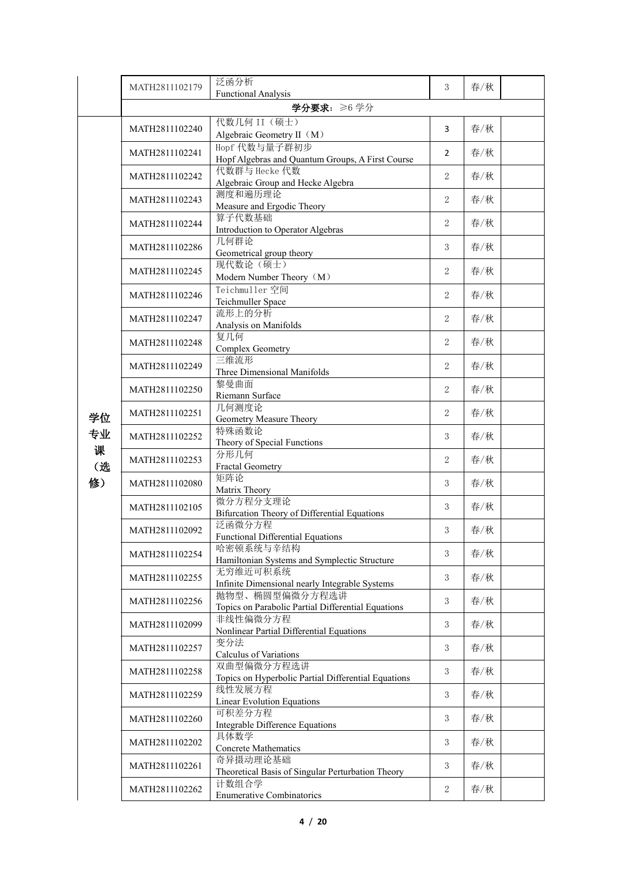| | | | | | |
|---|---|---|---|---|---|
| | MATH2811102179 | 泛函分析<br>Functional Analysis | 3 | 春/秋 | |
| | 学分要求：≥6 学分 | | | | |
| 学位专业课（选修） | MATH2811102240 | 代数几何 II（硕士）<br>Algebraic Geometry II（M） | 3 | 春/秋 | |
| | MATH2811102241 | Hopf 代数与量子群初步<br>Hopf Algebras and Quantum Groups, A First Course | 2 | 春/秋 | |
| | MATH2811102242 | 代数群与 Hecke 代数<br>Algebraic Group and Hecke Algebra | 2 | 春/秋 | |
| | MATH2811102243 | 测度和遍历理论<br>Measure and Ergodic Theory | 2 | 春/秋 | |
| | MATH2811102244 | 算子代数基础<br>Introduction to Operator Algebras | 2 | 春/秋 | |
| | MATH2811102286 | 几何群论<br>Geometrical group theory | 3 | 春/秋 | |
| | MATH2811102245 | 现代数论（硕士）<br>Modern Number Theory（M） | 2 | 春/秋 | |
| | MATH2811102246 | Teichmuller 空间<br>Teichmuller Space | 2 | 春/秋 | |
| | MATH2811102247 | 流形上的分析<br>Analysis on Manifolds | 2 | 春/秋 | |
| | MATH2811102248 | 复几何<br>Complex Geometry | 2 | 春/秋 | |
| | MATH2811102249 | 三维流形<br>Three Dimensional Manifolds | 2 | 春/秋 | |
| | MATH2811102250 | 黎曼曲面<br>Riemann Surface | 2 | 春/秋 | |
| | MATH2811102251 | 几何测度论<br>Geometry Measure Theory | 2 | 春/秋 | |
| | MATH2811102252 | 特殊函数论<br>Theory of Special Functions | 3 | 春/秋 | |
| | MATH2811102253 | 分形几何<br>Fractal Geometry | 2 | 春/秋 | |
| | MATH2811102080 | 矩阵论<br>Matrix Theory | 3 | 春/秋 | |
| | MATH2811102105 | 微分方程分支理论<br>Bifurcation Theory of Differential Equations | 3 | 春/秋 | |
| | MATH2811102092 | 泛函微分方程<br>Functional Differential Equations | 3 | 春/秋 | |
| | MATH2811102254 | 哈密顿系统与辛结构<br>Hamiltonian Systems and Symplectic Structure | 3 | 春/秋 | |
| | MATH2811102255 | 无穷维近可积系统<br>Infinite Dimensional nearly Integrable Systems | 3 | 春/秋 | |
| | MATH2811102256 | 抛物型、椭圆型偏微分方程选讲<br>Topics on Parabolic Partial Differential Equations | 3 | 春/秋 | |
| | MATH2811102099 | 非线性偏微分方程<br>Nonlinear Partial Differential Equations | 3 | 春/秋 | |
| | MATH2811102257 | 变分法<br>Calculus of Variations | 3 | 春/秋 | |
| | MATH2811102258 | 双曲型偏微分方程选讲<br>Topics on Hyperbolic Partial Differential Equations | 3 | 春/秋 | |
| | MATH2811102259 | 线性发展方程<br>Linear Evolution Equations | 3 | 春/秋 | |
| | MATH2811102260 | 可积差分方程<br>Integrable Difference Equations | 3 | 春/秋 | |
| | MATH2811102202 | 具体数学<br>Concrete Mathematics | 3 | 春/秋 | |
| | MATH2811102261 | 奇异摄动理论基础<br>Theoretical Basis of Singular Perturbation Theory | 3 | 春/秋 | |
| | MATH2811102262 | 计数组合学<br>Enumerative Combinatorics | 2 | 春/秋 | |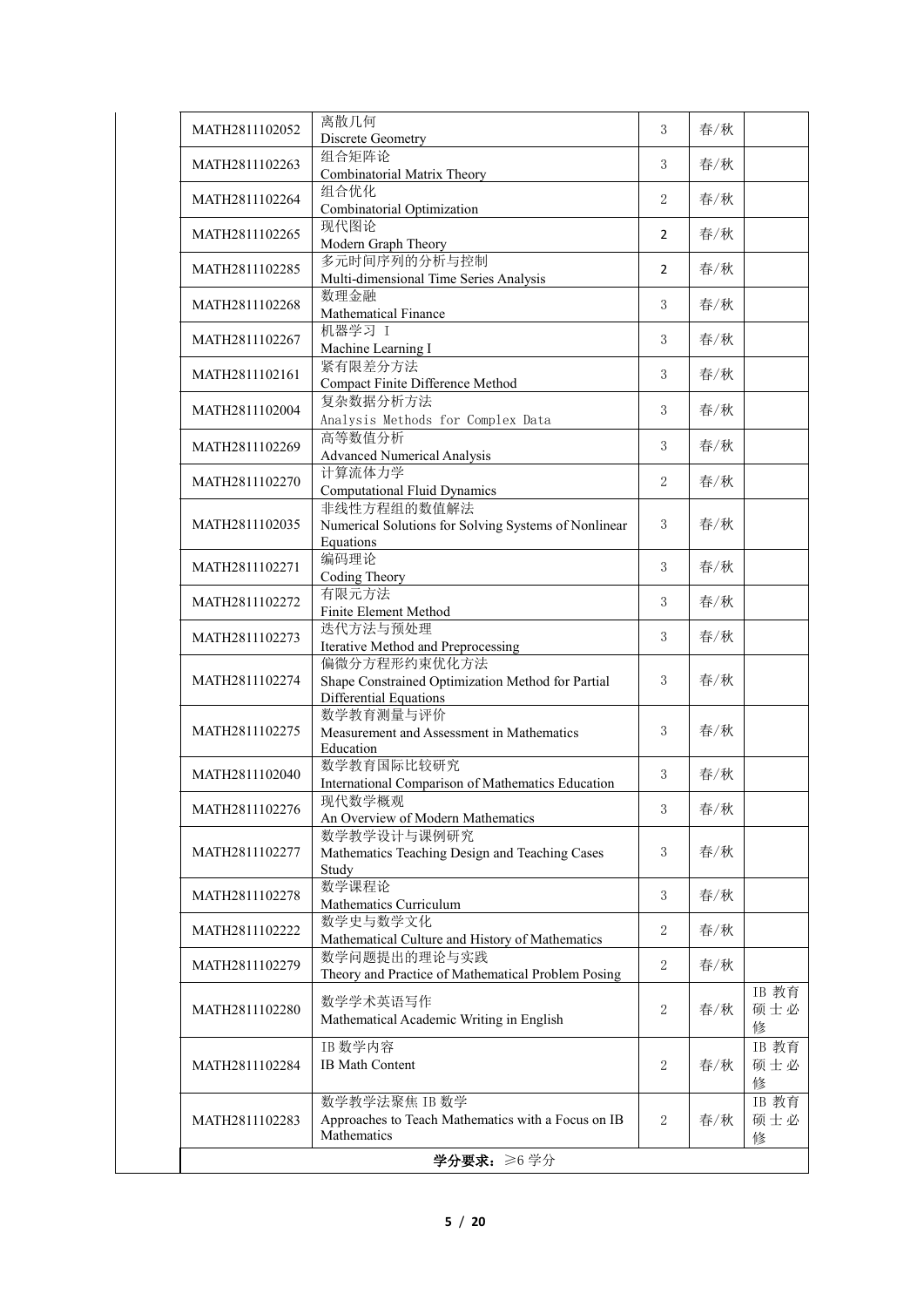| | | | | |
|---|---|---|---|---|
| MATH2811102052 | 离散几何<br>Discrete Geometry | 3 | 春/秋 | |
| MATH2811102263 | 组合矩阵论<br>Combinatorial Matrix Theory | 3 | 春/秋 | |
| MATH2811102264 | 组合优化<br>Combinatorial Optimization | 2 | 春/秋 | |
| MATH2811102265 | 现代图论<br>Modern Graph Theory | 2 | 春/秋 | |
| MATH2811102285 | 多元时间序列的分析与控制<br>Multi-dimensional Time Series Analysis | 2 | 春/秋 | |
| MATH2811102268 | 数理金融<br>Mathematical Finance | 3 | 春/秋 | |
| MATH2811102267 | 机器学习 I<br>Machine Learning I | 3 | 春/秋 | |
| MATH2811102161 | 紧有限差分方法<br>Compact Finite Difference Method | 3 | 春/秋 | |
| MATH2811102004 | 复杂数据分析方法<br>Analysis Methods for Complex Data | 3 | 春/秋 | |
| MATH2811102269 | 高等数值分析<br>Advanced Numerical Analysis | 3 | 春/秋 | |
| MATH2811102270 | 计算流体力学<br>Computational Fluid Dynamics | 2 | 春/秋 | |
| MATH2811102035 | 非线性方程组的数值解法<br>Numerical Solutions for Solving Systems of Nonlinear Equations | 3 | 春/秋 | |
| MATH2811102271 | 编码理论<br>Coding Theory | 3 | 春/秋 | |
| MATH2811102272 | 有限元方法<br>Finite Element Method | 3 | 春/秋 | |
| MATH2811102273 | 迭代方法与预处理<br>Iterative Method and Preprocessing | 3 | 春/秋 | |
| MATH2811102274 | 偏微分方程形约束优化方法<br>Shape Constrained Optimization Method for Partial Differential Equations | 3 | 春/秋 | |
| MATH2811102275 | 数学教育测量与评价<br>Measurement and Assessment in Mathematics Education | 3 | 春/秋 | |
| MATH2811102040 | 数学教育国际比较研究<br>International Comparison of Mathematics Education | 3 | 春/秋 | |
| MATH2811102276 | 现代数学概观<br>An Overview of Modern Mathematics | 3 | 春/秋 | |
| MATH2811102277 | 数学教学设计与课例研究<br>Mathematics Teaching Design and Teaching Cases Study | 3 | 春/秋 | |
| MATH2811102278 | 数学课程论<br>Mathematics Curriculum | 3 | 春/秋 | |
| MATH2811102222 | 数学史与数学文化<br>Mathematical Culture and History of Mathematics | 2 | 春/秋 | |
| MATH2811102279 | 数学问题提出的理论与实践<br>Theory and Practice of Mathematical Problem Posing | 2 | 春/秋 | |
| MATH2811102280 | 数学学术英语写作<br>Mathematical Academic Writing in English | 2 | 春/秋 | IB 教育硕士必修 |
| MATH2811102284 | IB 数学内容<br>IB Math Content | 2 | 春/秋 | IB 教育硕士必修 |
| MATH2811102283 | 数学教学法聚焦 IB 数学<br>Approaches to Teach Mathematics with a Focus on IB Mathematics | 2 | 春/秋 | IB 教育硕士必修 |
| **学分要求：**≥6 学分 | | | | |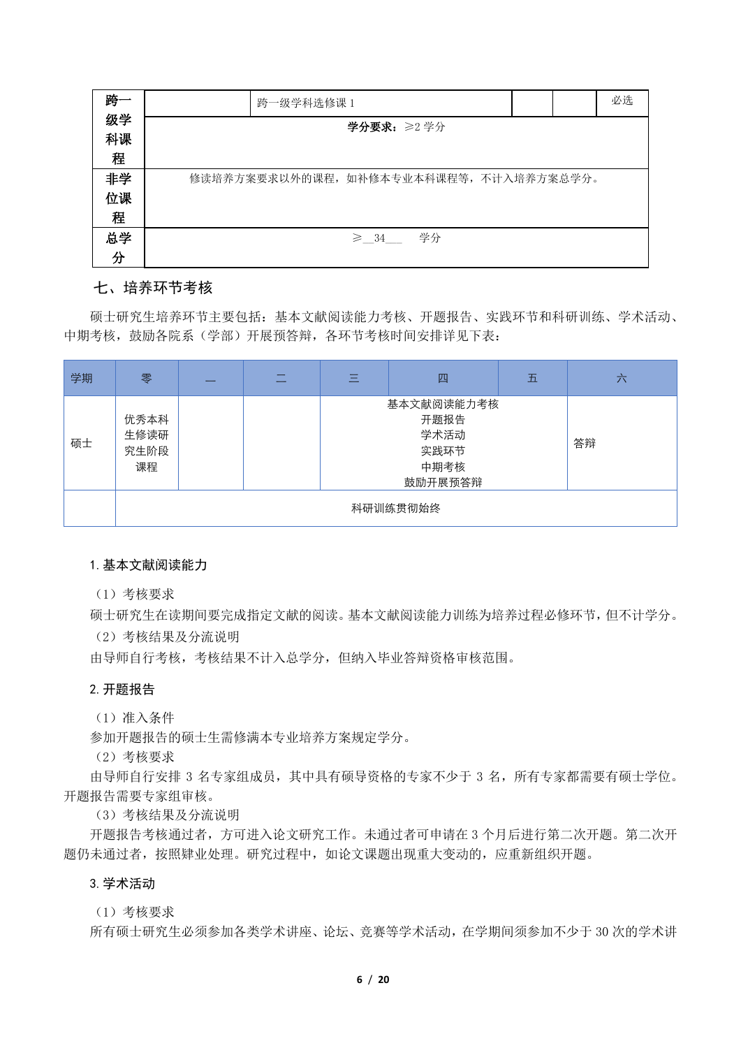| | | | | | |
|---|---|---|---|---|---|
| 跨一级学科课程 | | 跨一级学科选修课 1 | | | 必选 |
| | 学分要求：≥2 学分 | | | | |
| 非学位课程 | 修读培养方案要求以外的课程，如补修本专业本科课程等，不计入培养方案总学分。 | | | | |
| 总学分 | ≥__34___ 学分 | | | | |

## 七、培养环节考核

硕士研究生培养环节主要包括：基本文献阅读能力考核、开题报告、实践环节和科研训练、学术活动、中期考核，鼓励各院系（学部）开展预答辩，各环节考核时间安排详见下表：

| 学期 | 零 | 一 | 二 | 三 | 四 | 五 | 六 |
|---|---|---|---|---|---|---|---|
| 硕士 | 优秀本科生修读研究生阶段课程 | | | 基本文献阅读能力考核<br>开题报告<br>学术活动<br>实践环节<br>中期考核<br>鼓励开展预答辩 | | | 答辩 |
| | 科研训练贯彻始终 | | | | | | |

### 1. 基本文献阅读能力

（1）考核要求

硕士研究生在读期间要完成指定文献的阅读。基本文献阅读能力训练为培养过程必修环节，但不计学分。

（2）考核结果及分流说明

由导师自行考核，考核结果不计入总学分，但纳入毕业答辩资格审核范围。

### 2. 开题报告

（1）准入条件

参加开题报告的硕士生需修满本专业培养方案规定学分。

（2）考核要求

由导师自行安排 3 名专家组成员，其中具有硕导资格的专家不少于 3 名，所有专家都需要有硕士学位。开题报告需要专家组审核。

（3）考核结果及分流说明

开题报告考核通过者，方可进入论文研究工作。未通过者可申请在 3 个月后进行第二次开题。第二次开题仍未通过者，按照肄业处理。研究过程中，如论文课题出现重大变动的，应重新组织开题。

### 3. 学术活动

（1）考核要求

所有硕士研究生必须参加各类学术讲座、论坛、竞赛等学术活动，在学期间须参加不少于 30 次的学术讲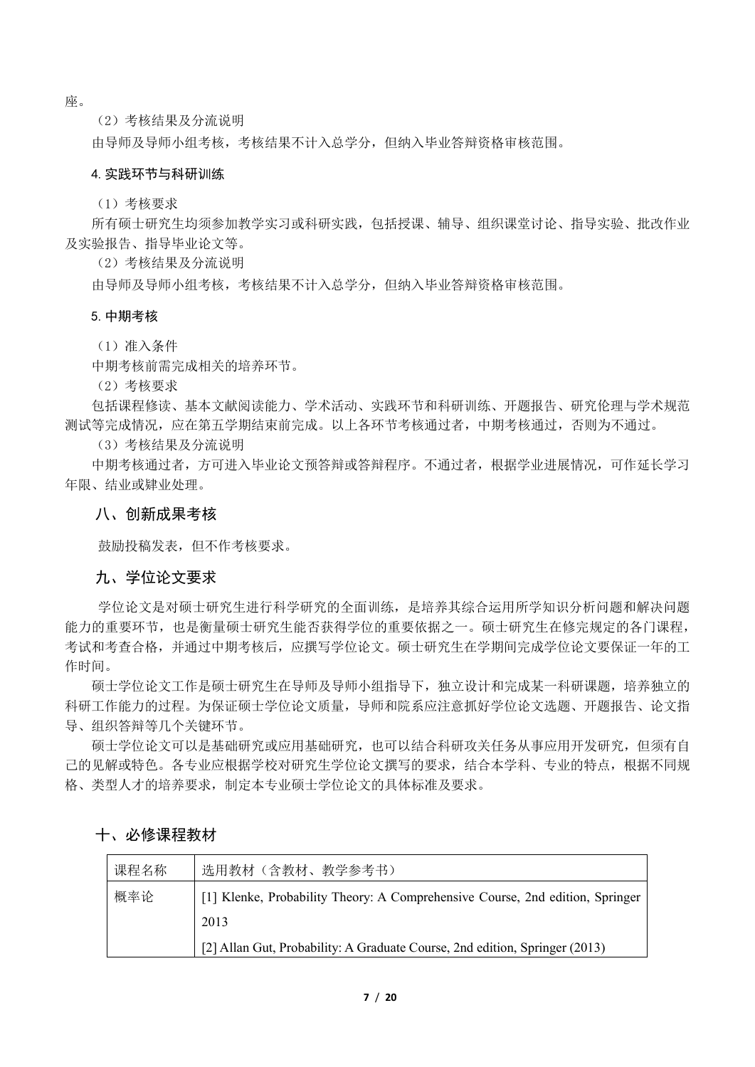座。

（2）考核结果及分流说明

由导师及导师小组考核，考核结果不计入总学分，但纳入毕业答辩资格审核范围。

### 4. 实践环节与科研训练

（1）考核要求

所有硕士研究生均须参加教学实习或科研实践，包括授课、辅导、组织课堂讨论、指导实验、批改作业及实验报告、指导毕业论文等。

（2）考核结果及分流说明

由导师及导师小组考核，考核结果不计入总学分，但纳入毕业答辩资格审核范围。

### 5. 中期考核

（1）准入条件

中期考核前需完成相关的培养环节。

（2）考核要求

包括课程修读、基本文献阅读能力、学术活动、实践环节和科研训练、开题报告、研究伦理与学术规范测试等完成情况，应在第五学期结束前完成。以上各环节考核通过者，中期考核通过，否则为不通过。

（3）考核结果及分流说明

中期考核通过者，方可进入毕业论文预答辩或答辩程序。不通过者，根据学业进展情况，可作延长学习年限、结业或肄业处理。

## 八、创新成果考核

鼓励投稿发表，但不作考核要求。

## 九、学位论文要求

学位论文是对硕士研究生进行科学研究的全面训练，是培养其综合运用所学知识分析问题和解决问题能力的重要环节，也是衡量硕士研究生能否获得学位的重要依据之一。硕士研究生在修完规定的各门课程，考试和考查合格，并通过中期考核后，应撰写学位论文。硕士研究生在学期间完成学位论文要保证一年的工作时间。

硕士学位论文工作是硕士研究生在导师及导师小组指导下，独立设计和完成某一科研课题，培养独立的科研工作能力的过程。为保证硕士学位论文质量，导师和院系应注意抓好学位论文选题、开题报告、论文指导、组织答辩等几个关键环节。

硕士学位论文可以是基础研究或应用基础研究，也可以结合科研攻关任务从事应用开发研究，但须有自己的见解或特色。各专业应根据学校对研究生学位论文撰写的要求，结合本学科、专业的特点，根据不同规格、类型人才的培养要求，制定本专业硕士学位论文的具体标准及要求。

## 十、必修课程教材

| 课程名称 | 选用教材（含教材、教学参考书） |
| --- | --- |
| 概率论 | [1] Klenke, Probability Theory: A Comprehensive Course, 2nd edition, Springer 2013<br>[2] Allan Gut, Probability: A Graduate Course, 2nd edition, Springer (2013) |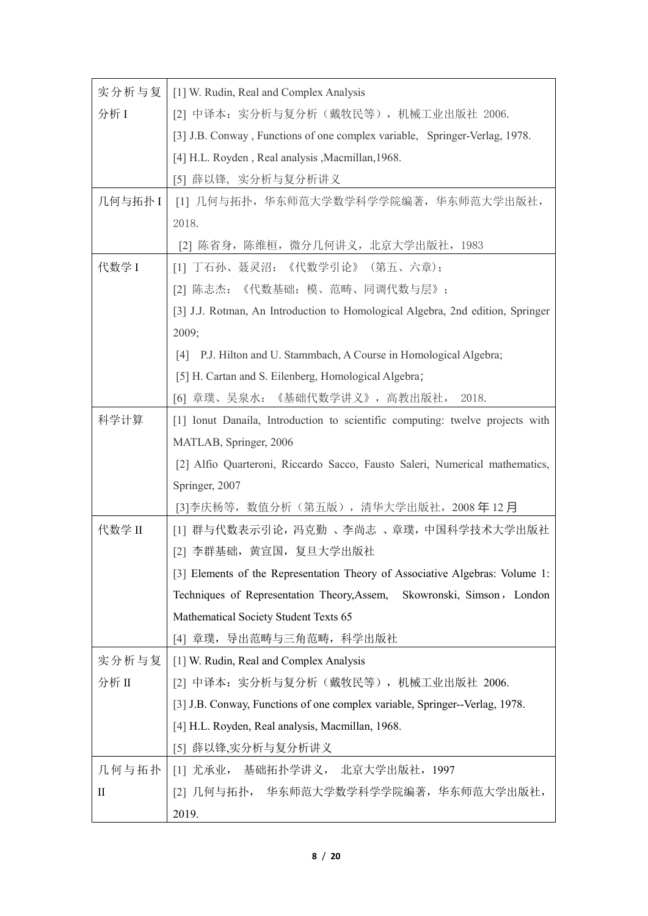| | |
|---|---|
| 实分析与复分析 I | [1] W. Rudin, Real and Complex Analysis<br>[2] 中译本：实分析与复分析（戴牧民等），机械工业出版社 2006.<br>[3] J.B. Conway , Functions of one complex variable, Springer-Verlag, 1978.<br>[4] H.L. Royden , Real analysis ,Macmillan,1968.<br>[5] 薛以锋, 实分析与复分析讲义 |
| 几何与拓扑 I | [1] 几何与拓扑，华东师范大学数学科学学院编著，华东师范大学出版社，2018.<br>[2] 陈省身，陈维桓，微分几何讲义，北京大学出版社，1983 |
| 代数学 I | [1] 丁石孙、聂灵沼：《代数学引论》（第五、六章）；<br>[2] 陈志杰：《代数基础：模、范畴、同调代数与层》；<br>[3] J.J. Rotman, An Introduction to Homological Algebra, 2nd edition, Springer 2009;<br>[4] P.J. Hilton and U. Stammbach, A Course in Homological Algebra;<br>[5] H. Cartan and S. Eilenberg, Homological Algebra；<br>[6] 章璞、吴泉水：《基础代数学讲义》，高教出版社， 2018. |
| 科学计算 | [1] Ionut Danaila, Introduction to scientific computing: twelve projects with MATLAB, Springer, 2006<br>[2] Alfio Quarteroni, Riccardo Sacco, Fausto Saleri, Numerical mathematics, Springer, 2007<br>[3]李庆杨等，数值分析（第五版），清华大学出版社，2008 年 12 月 |
| 代数学 II | [1] 群与代数表示引论，冯克勤 、李尚志 、章璞，中国科学技术大学出版社<br>[2] 李群基础，黄宣国，复旦大学出版社<br>[3] Elements of the Representation Theory of Associative Algebras: Volume 1: Techniques of Representation Theory,Assem, Skowronski, Simson，London Mathematical Society Student Texts 65<br>[4] 章璞，导出范畴与三角范畴，科学出版社 |
| 实分析与复分析 II | [1] W. Rudin, Real and Complex Analysis<br>[2] 中译本：实分析与复分析（戴牧民等），机械工业出版社 2006.<br>[3] J.B. Conway, Functions of one complex variable, Springer--Verlag, 1978.<br>[4] H.L. Royden, Real analysis, Macmillan, 1968.<br>[5] 薛以锋,实分析与复分析讲义 |
| 几何与拓扑 II | [1] 尤承业， 基础拓扑学讲义， 北京大学出版社，1997<br>[2] 几何与拓扑， 华东师范大学数学科学学院编著，华东师范大学出版社，2019. |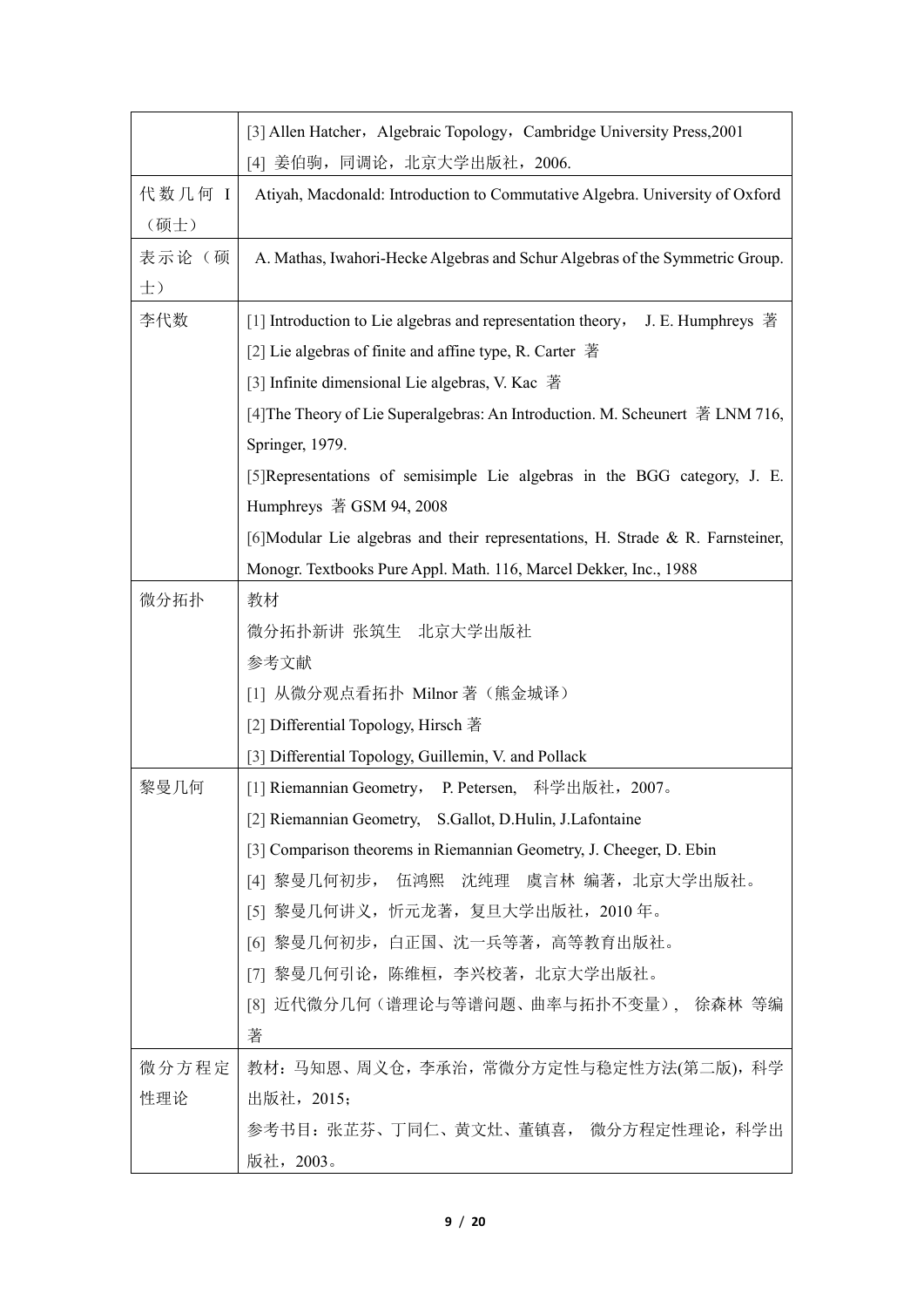| | |
|---|---|
| | [3] Allen Hatcher，Algebraic Topology，Cambridge University Press,2001<br>[4] 姜伯驹，同调论，北京大学出版社，2006. |
| 代数几何 I（硕士） | Atiyah, Macdonald: Introduction to Commutative Algebra. University of Oxford |
| 表示论（硕士） | A. Mathas, Iwahori-Hecke Algebras and Schur Algebras of the Symmetric Group. |
| 李代数 | [1] Introduction to Lie algebras and representation theory， J. E. Humphreys 著<br>[2] Lie algebras of finite and affine type, R. Carter 著<br>[3] Infinite dimensional Lie algebras, V. Kac 著<br>[4]The Theory of Lie Superalgebras: An Introduction. M. Scheunert 著 LNM 716, Springer, 1979.<br>[5]Representations of semisimple Lie algebras in the BGG category, J. E. Humphreys 著 GSM 94, 2008<br>[6]Modular Lie algebras and their representations, H. Strade & R. Farnsteiner, Monogr. Textbooks Pure Appl. Math. 116, Marcel Dekker, Inc., 1988 |
| 微分拓扑 | 教材<br>微分拓扑新讲 张筑生 北京大学出版社<br>参考文献<br>[1] 从微分观点看拓扑 Milnor 著（熊金城译）<br>[2] Differential Topology, Hirsch 著<br>[3] Differential Topology, Guillemin, V. and Pollack |
| 黎曼几何 | [1] Riemannian Geometry， P. Petersen, 科学出版社，2007。<br>[2] Riemannian Geometry, S.Gallot, D.Hulin, J.Lafontaine<br>[3] Comparison theorems in Riemannian Geometry, J. Cheeger, D. Ebin<br>[4] 黎曼几何初步， 伍鸿熙 沈纯理 虞言林 编著，北京大学出版社。<br>[5] 黎曼几何讲义，忻元龙著，复旦大学出版社，2010 年。<br>[6] 黎曼几何初步，白正国、沈一兵等著，高等教育出版社。<br>[7] 黎曼几何引论，陈维桓，李兴校著，北京大学出版社。<br>[8] 近代微分几何（谱理论与等谱问题、曲率与拓扑不变量）， 徐森林 等编著 |
| 微分方程定性理论 | 教材：马知恩、周义仓，李承治，常微分方程定性与稳定性方法(第二版)，科学出版社，2015；<br>参考书目：张芷芬、丁同仁、黄文灶、董镇喜， 微分方程定性理论，科学出版社，2003。 |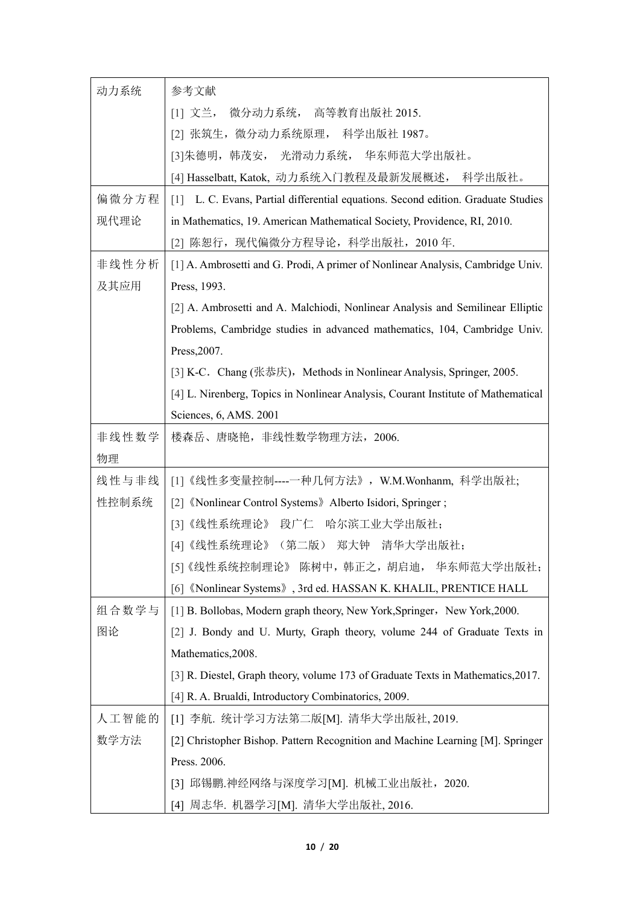| 动力系统 | 参考文献<br>[1] 文兰， 微分动力系统， 高等教育出版社 2015.<br>[2] 张筑生，微分动力系统原理， 科学出版社 1987。<br>[3]朱德明，韩茂安， 光滑动力系统， 华东师范大学出版社。<br>[4] Hasselbatt, Katok, 动力系统入门教程及最新发展概述， 科学出版社。 |
|---|---|
| 偏微分方程现代理论 | [1] L. C. Evans, Partial differential equations. Second edition. Graduate Studies in Mathematics, 19. American Mathematical Society, Providence, RI, 2010.<br>[2] 陈恕行，现代偏微分方程导论，科学出版社，2010 年. |
| 非线性分析及其应用 | [1] A. Ambrosetti and G. Prodi, A primer of Nonlinear Analysis, Cambridge Univ. Press, 1993.<br>[2] A. Ambrosetti and A. Malchiodi, Nonlinear Analysis and Semilinear Elliptic Problems, Cambridge studies in advanced mathematics, 104, Cambridge Univ. Press,2007.<br>[3] K-C．Chang (张恭庆)，Methods in Nonlinear Analysis, Springer, 2005.<br>[4] L. Nirenberg, Topics in Nonlinear Analysis, Courant Institute of Mathematical Sciences, 6, AMS. 2001 |
| 非线性数学物理 | 楼森岳、唐晓艳，非线性数学物理方法，2006. |
| 线性与非线性控制系统 | [1]《线性多变量控制----一种几何方法》，W.M.Wonhanm, 科学出版社;<br>[2]《Nonlinear Control Systems》Alberto Isidori, Springer ;<br>[3]《线性系统理论》 段广仁 哈尔滨工业大学出版社；<br>[4]《线性系统理论》（第二版） 郑大钟 清华大学出版社；<br>[5]《线性系统控制理论》 陈树中，韩正之，胡启迪， 华东师范大学出版社；<br>[6]《Nonlinear Systems》, 3rd ed. HASSAN K. KHALIL, PRENTICE HALL |
| 组合数学与图论 | [1] B. Bollobas, Modern graph theory, New York,Springer，New York,2000.<br>[2] J. Bondy and U. Murty, Graph theory, volume 244 of Graduate Texts in Mathematics,2008.<br>[3] R. Diestel, Graph theory, volume 173 of Graduate Texts in Mathematics,2017.<br>[4] R. A. Brualdi, Introductory Combinatorics, 2009. |
| 人工智能的数学方法 | [1] 李航. 统计学习方法第二版[M]. 清华大学出版社, 2019.<br>[2] Christopher Bishop. Pattern Recognition and Machine Learning [M]. Springer Press. 2006.<br>[3] 邱锡鹏.神经网络与深度学习[M]. 机械工业出版社，2020.<br>[4] 周志华. 机器学习[M]. 清华大学出版社, 2016. |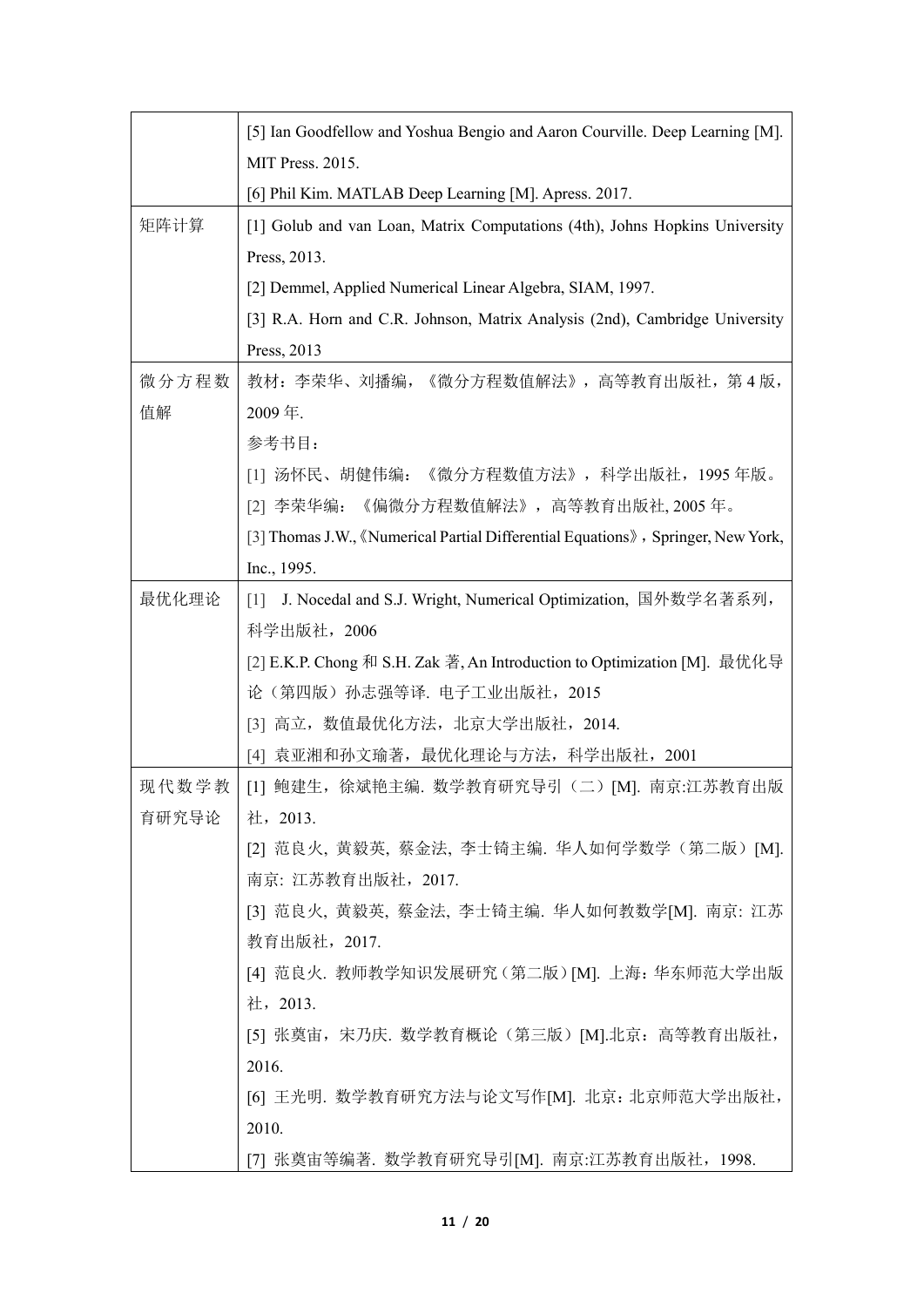| | |
|---|---|
| | [5] Ian Goodfellow and Yoshua Bengio and Aaron Courville. Deep Learning [M]. MIT Press. 2015.<br>[6] Phil Kim. MATLAB Deep Learning [M]. Apress. 2017. |
| 矩阵计算 | [1] Golub and van Loan, Matrix Computations (4th), Johns Hopkins University Press, 2013.<br>[2] Demmel, Applied Numerical Linear Algebra, SIAM, 1997.<br>[3] R.A. Horn and C.R. Johnson, Matrix Analysis (2nd), Cambridge University Press, 2013 |
| 微分方程数值解 | 教材：李荣华、刘播编，《微分方程数值解法》，高等教育出版社，第 4 版，2009 年.<br>参考书目：<br>[1] 汤怀民、胡健伟编：《微分方程数值方法》，科学出版社，1995 年版。<br>[2] 李荣华编：《偏微分方程数值解法》，高等教育出版社, 2005 年。<br>[3] Thomas J.W.,《Numerical Partial Differential Equations》, Springer, New York, Inc., 1995. |
| 最优化理论 | [1] J. Nocedal and S.J. Wright, Numerical Optimization, 国外数学名著系列，科学出版社，2006<br>[2] E.K.P. Chong 和 S.H. Zak 著, An Introduction to Optimization [M]. 最优化导论（第四版）孙志强等译. 电子工业出版社，2015<br>[3] 高立，数值最优化方法，北京大学出版社，2014.<br>[4] 袁亚湘和孙文瑜著，最优化理论与方法，科学出版社，2001 |
| 现代数学教育研究导论 | [1] 鲍建生，徐斌艳主编. 数学教育研究导引（二）[M]. 南京:江苏教育出版社，2013.<br>[2] 范良火, 黄毅英, 蔡金法, 李士锜主编. 华人如何学数学（第二版）[M]. 南京: 江苏教育出版社，2017.<br>[3] 范良火, 黄毅英, 蔡金法, 李士锜主编. 华人如何教数学[M]. 南京: 江苏教育出版社，2017.<br>[4] 范良火. 教师教学知识发展研究（第二版）[M]. 上海：华东师范大学出版社，2013.<br>[5] 张奠宙，宋乃庆. 数学教育概论（第三版）[M].北京：高等教育出版社，2016.<br>[6] 王光明. 数学教育研究方法与论文写作[M]. 北京：北京师范大学出版社，2010.<br>[7] 张奠宙等编著. 数学教育研究导引[M]. 南京:江苏教育出版社，1998. |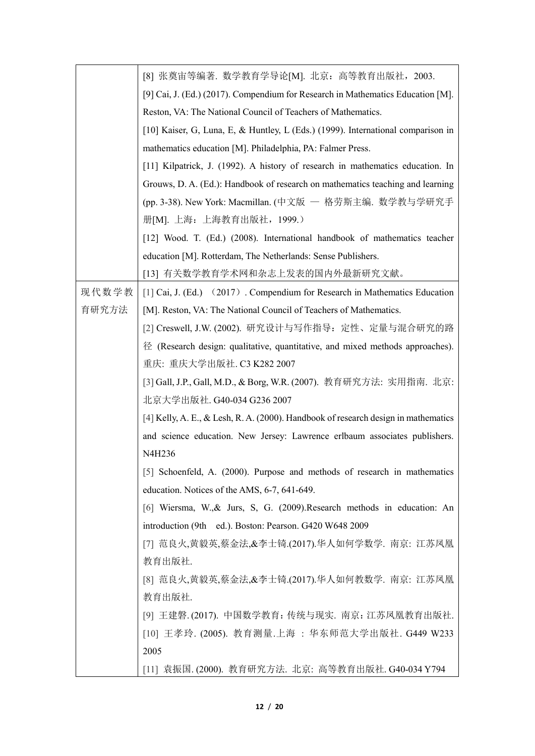| | |
|---|---|
| | [8] 张奠宙等编著. 数学教育学导论[M]. 北京：高等教育出版社，2003.<br>[9] Cai, J. (Ed.) (2017). Compendium for Research in Mathematics Education [M]. Reston, VA: The National Council of Teachers of Mathematics.<br>[10] Kaiser, G, Luna, E, & Huntley, L (Eds.) (1999). International comparison in mathematics education [M]. Philadelphia, PA: Falmer Press.<br>[11] Kilpatrick, J. (1992). A history of research in mathematics education. In Grouws, D. A. (Ed.): Handbook of research on mathematics teaching and learning (pp. 3-38). New York: Macmillan. (中文版 — 格劳斯主编. 数学教与学研究手册[M]. 上海：上海教育出版社，1999.）<br>[12] Wood. T. (Ed.) (2008). International handbook of mathematics teacher education [M]. Rotterdam, The Netherlands: Sense Publishers.<br>[13] 有关数学教育学术网和杂志上发表的国内外最新研究文献。 |
| 现代数学教育研究方法 | [1] Cai, J. (Ed.) （2017）. Compendium for Research in Mathematics Education [M]. Reston, VA: The National Council of Teachers of Mathematics.<br>[2] Creswell, J.W. (2002). 研究设计与写作指导：定性、定量与混合研究的路径 (Research design: qualitative, quantitative, and mixed methods approaches). 重庆: 重庆大学出版社. C3 K282 2007<br>[3] Gall, J.P., Gall, M.D., & Borg, W.R. (2007). 教育研究方法: 实用指南. 北京: 北京大学出版社. G40-034 G236 2007<br>[4] Kelly, A. E., & Lesh, R. A. (2000). Handbook of research design in mathematics and science education. New Jersey: Lawrence erlbaum associates publishers. N4H236<br>[5] Schoenfeld, A. (2000). Purpose and methods of research in mathematics education. Notices of the AMS, 6-7, 641-649.<br>[6] Wiersma, W.,& Jurs, S, G. (2009).Research methods in education: An introduction (9th ed.). Boston: Pearson. G420 W648 2009<br>[7] 范良火,黄毅英,蔡金法,&李士锜.(2017).华人如何学数学. 南京: 江苏凤凰教育出版社.<br>[8] 范良火,黄毅英,蔡金法,&李士锜.(2017).华人如何教数学. 南京: 江苏凤凰教育出版社.<br>[9] 王建磐. (2017). 中国数学教育：传统与现实. 南京：江苏凤凰教育出版社.<br>[10] 王孝玲. (2005). 教育测量.上海 ：华东师范大学出版社. G449 W233 2005<br>[11] 袁振国. (2000). 教育研究方法. 北京: 高等教育出版社. G40-034 Y794 |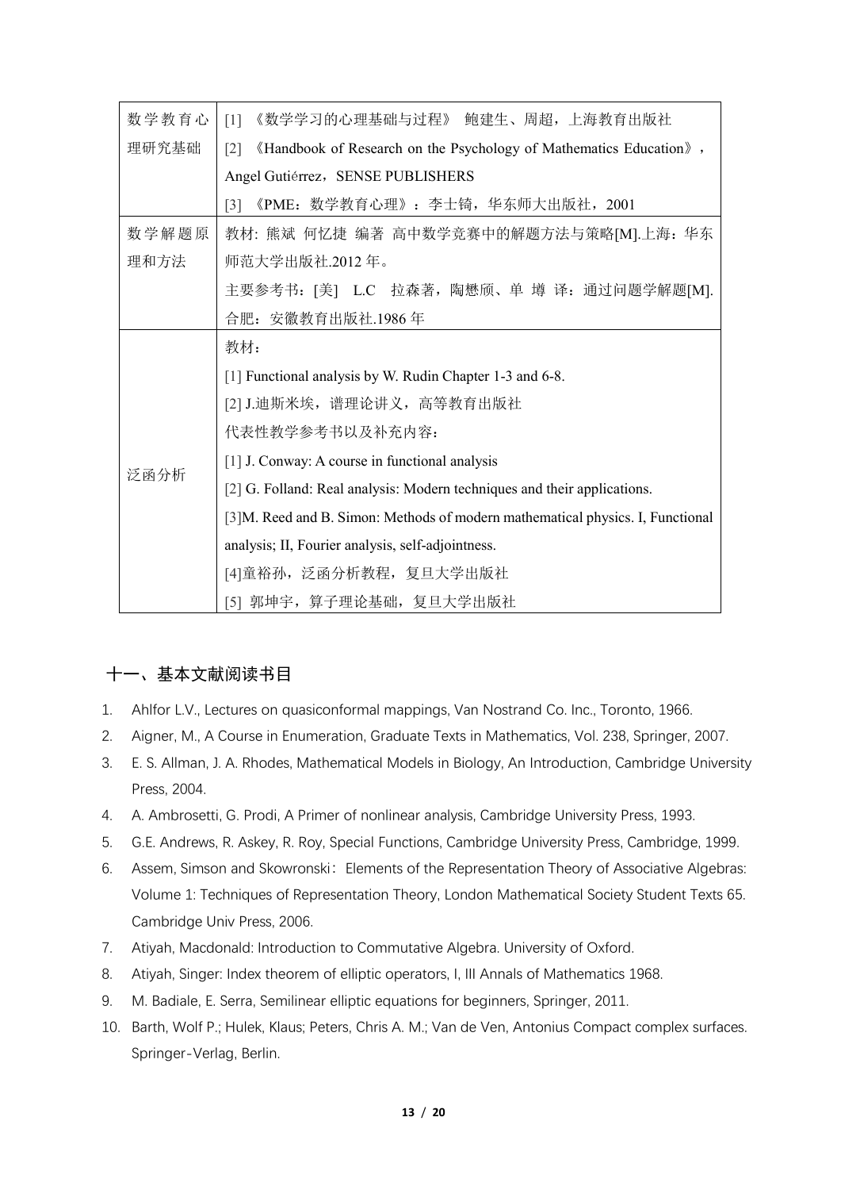| | |
|---|---|
| 数学教育心理研究基础 | [1] 《数学学习的心理基础与过程》 鲍建生、周超，上海教育出版社<br>[2] 《Handbook of Research on the Psychology of Mathematics Education》，Angel Gutiérrez，SENSE PUBLISHERS<br>[3] 《PME：数学教育心理》：李士锜，华东师大出版社，2001 |
| 数学解题原理和方法 | 教材: 熊斌 何忆捷 编著 高中数学竞赛中的解题方法与策略[M].上海：华东师范大学出版社.2012 年。<br>主要参考书：[美] L.C 拉森著，陶懋颀、单 墫 译：通过问题学解题[M].合肥：安徽教育出版社.1986 年 |
| 泛函分析 | 教材：<br>[1] Functional analysis by W. Rudin Chapter 1-3 and 6-8.<br>[2] J.迪斯米埃，谱理论讲义，高等教育出版社<br>代表性教学参考书以及补充内容：<br>[1] J. Conway: A course in functional analysis<br>[2] G. Folland: Real analysis: Modern techniques and their applications.<br>[3]M. Reed and B. Simon: Methods of modern mathematical physics. I, Functional analysis; II, Fourier analysis, self-adjointness.<br>[4]童裕孙，泛函分析教程，复旦大学出版社<br>[5] 郭坤宇，算子理论基础，复旦大学出版社 |

## 十一、基本文献阅读书目

1. Ahlfor L.V., Lectures on quasiconformal mappings, Van Nostrand Co. Inc., Toronto, 1966.
2. Aigner, M., A Course in Enumeration, Graduate Texts in Mathematics, Vol. 238, Springer, 2007.
3. E. S. Allman, J. A. Rhodes, Mathematical Models in Biology, An Introduction, Cambridge University Press, 2004.
4. A. Ambrosetti, G. Prodi, A Primer of nonlinear analysis, Cambridge University Press, 1993.
5. G.E. Andrews, R. Askey, R. Roy, Special Functions, Cambridge University Press, Cambridge, 1999.
6. Assem, Simson and Skowronski：Elements of the Representation Theory of Associative Algebras: Volume 1: Techniques of Representation Theory, London Mathematical Society Student Texts 65. Cambridge Univ Press, 2006.
7. Atiyah, Macdonald: Introduction to Commutative Algebra. University of Oxford.
8. Atiyah, Singer: Index theorem of elliptic operators, I, III Annals of Mathematics 1968.
9. M. Badiale, E. Serra, Semilinear elliptic equations for beginners, Springer, 2011.
10. Barth, Wolf P.; Hulek, Klaus; Peters, Chris A. M.; Van de Ven, Antonius Compact complex surfaces. Springer-Verlag, Berlin.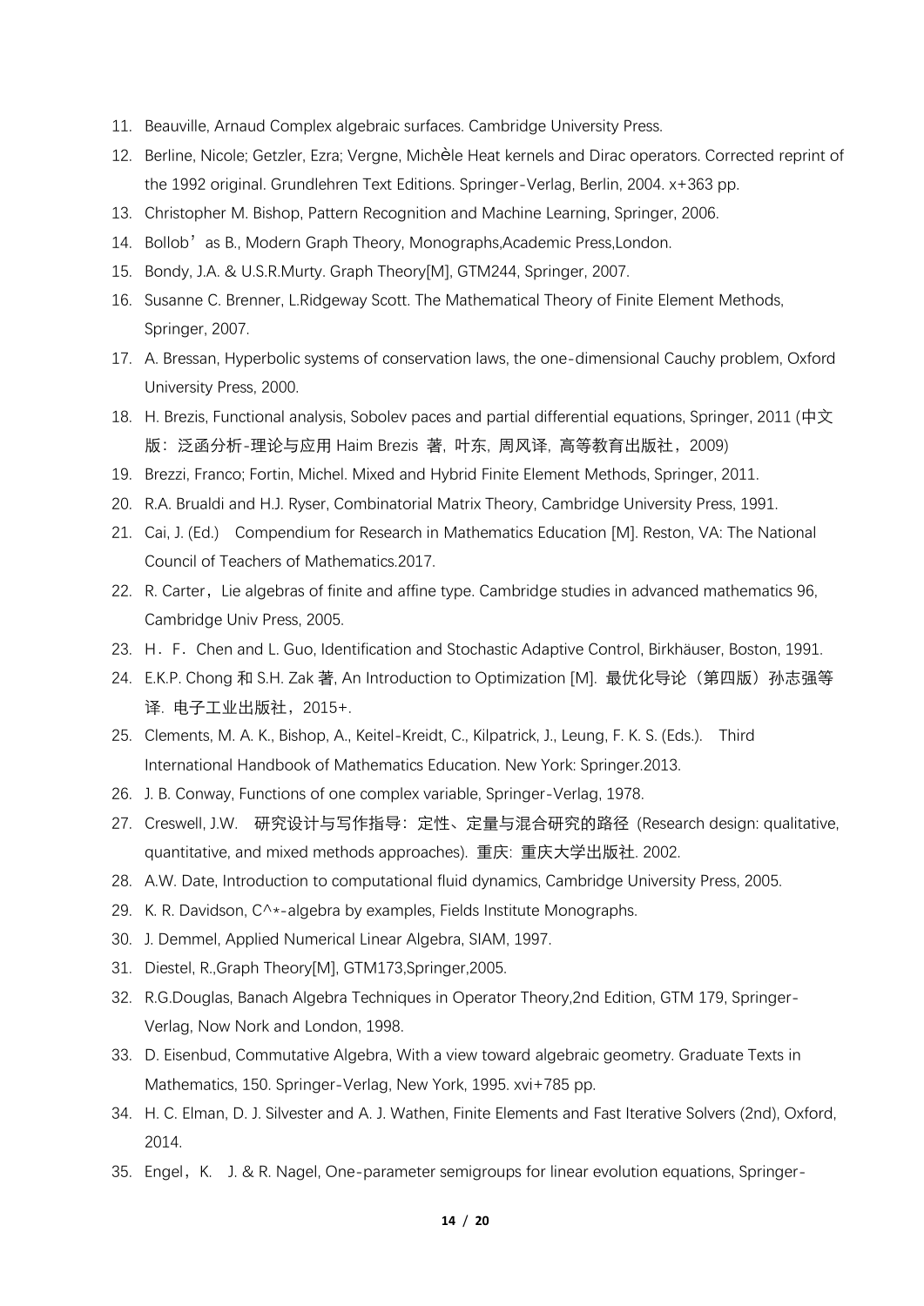11. Beauville, Arnaud Complex algebraic surfaces. Cambridge University Press.
12. Berline, Nicole; Getzler, Ezra; Vergne, Michèle Heat kernels and Dirac operators. Corrected reprint of the 1992 original. Grundlehren Text Editions. Springer-Verlag, Berlin, 2004. x+363 pp.
13. Christopher M. Bishop, Pattern Recognition and Machine Learning, Springer, 2006.
14. Bollob’as B., Modern Graph Theory, Monographs,Academic Press,London.
15. Bondy, J.A. & U.S.R.Murty. Graph Theory[M], GTM244, Springer, 2007.
16. Susanne C. Brenner, L.Ridgeway Scott. The Mathematical Theory of Finite Element Methods, Springer, 2007.
17. A. Bressan, Hyperbolic systems of conservation laws, the one-dimensional Cauchy problem, Oxford University Press, 2000.
18. H. Brezis, Functional analysis, Sobolev paces and partial differential equations, Springer, 2011 (中文版：泛函分析-理论与应用 Haim Brezis 著，叶东，周风译，高等教育出版社，2009)
19. Brezzi, Franco; Fortin, Michel. Mixed and Hybrid Finite Element Methods, Springer, 2011.
20. R.A. Brualdi and H.J. Ryser, Combinatorial Matrix Theory, Cambridge University Press, 1991.
21. Cai, J. (Ed.) Compendium for Research in Mathematics Education [M]. Reston, VA: The National Council of Teachers of Mathematics.2017.
22. R. Carter，Lie algebras of finite and affine type. Cambridge studies in advanced mathematics 96, Cambridge Univ Press, 2005.
23. H．F．Chen and L. Guo, Identification and Stochastic Adaptive Control, Birkhäuser, Boston, 1991.
24. E.K.P. Chong 和 S.H. Zak 著, An Introduction to Optimization [M]. 最优化导论（第四版）孙志强等译. 电子工业出版社，2015+.
25. Clements, M. A. K., Bishop, A., Keitel-Kreidt, C., Kilpatrick, J., Leung, F. K. S. (Eds.). Third International Handbook of Mathematics Education. New York: Springer.2013.
26. J. B. Conway, Functions of one complex variable, Springer-Verlag, 1978.
27. Creswell, J.W. 研究设计与写作指导：定性、定量与混合研究的路径 (Research design: qualitative, quantitative, and mixed methods approaches). 重庆: 重庆大学出版社. 2002.
28. A.W. Date, Introduction to computational fluid dynamics, Cambridge University Press, 2005.
29. K. R. Davidson, C^*-algebra by examples, Fields Institute Monographs.
30. J. Demmel, Applied Numerical Linear Algebra, SIAM, 1997.
31. Diestel, R.,Graph Theory[M], GTM173,Springer,2005.
32. R.G.Douglas, Banach Algebra Techniques in Operator Theory,2nd Edition, GTM 179, Springer-Verlag, Now Nork and London, 1998.
33. D. Eisenbud, Commutative Algebra, With a view toward algebraic geometry. Graduate Texts in Mathematics, 150. Springer-Verlag, New York, 1995. xvi+785 pp.
34. H. C. Elman, D. J. Silvester and A. J. Wathen, Finite Elements and Fast Iterative Solvers (2nd), Oxford, 2014.
35. Engel，K. J. & R. Nagel, One-parameter semigroups for linear evolution equations, Springer-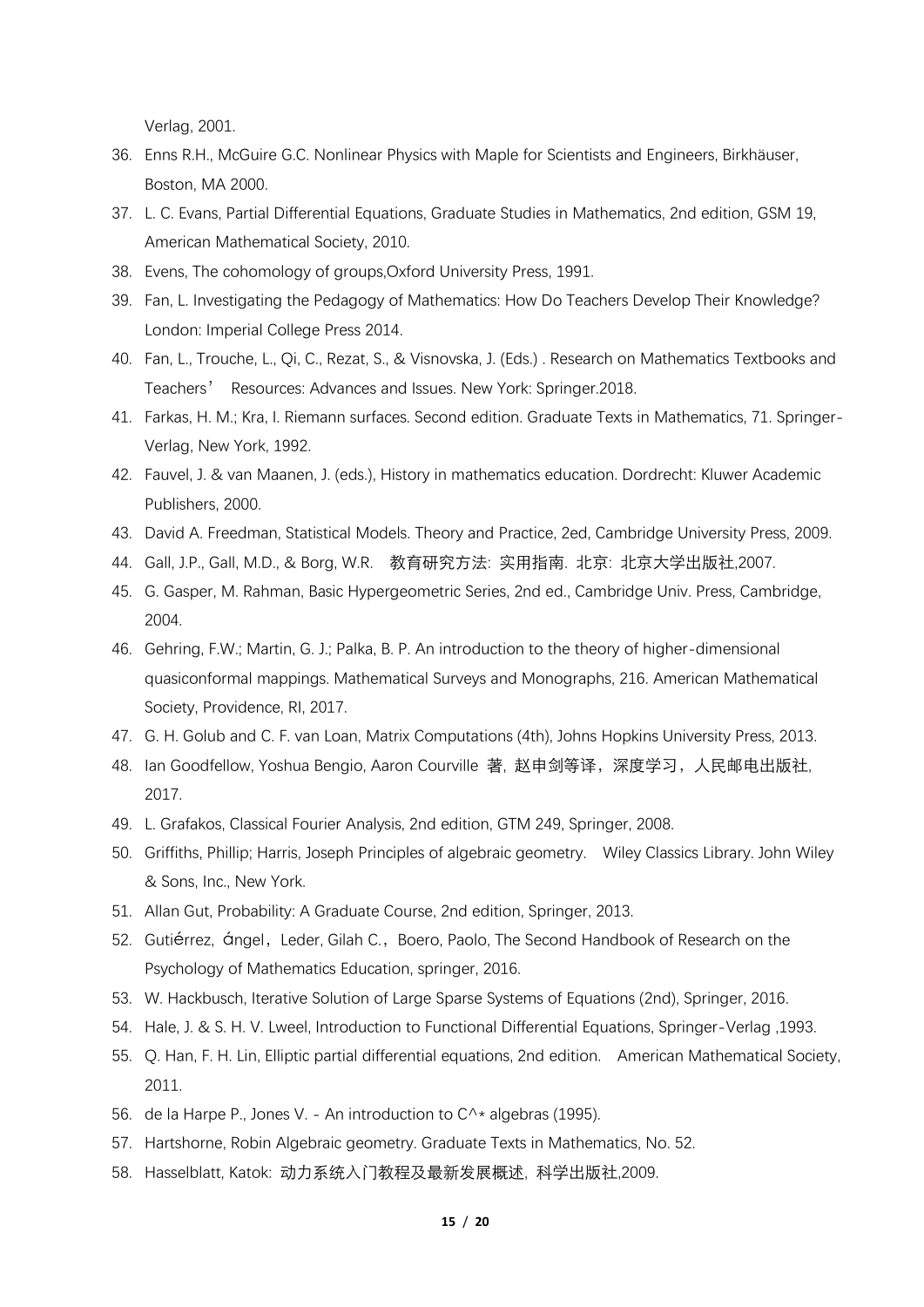Verlag, 2001.

36. Enns R.H., McGuire G.C. Nonlinear Physics with Maple for Scientists and Engineers, Birkhäuser, Boston, MA 2000.
37. L. C. Evans, Partial Differential Equations, Graduate Studies in Mathematics, 2nd edition, GSM 19, American Mathematical Society, 2010.
38. Evens, The cohomology of groups,Oxford University Press, 1991.
39. Fan, L. Investigating the Pedagogy of Mathematics: How Do Teachers Develop Their Knowledge? London: Imperial College Press 2014.
40. Fan, L., Trouche, L., Qi, C., Rezat, S., & Visnovska, J. (Eds.) . Research on Mathematics Textbooks and Teachers' Resources: Advances and Issues. New York: Springer.2018.
41. Farkas, H. M.; Kra, I. Riemann surfaces. Second edition. Graduate Texts in Mathematics, 71. Springer-Verlag, New York, 1992.
42. Fauvel, J. & van Maanen, J. (eds.), History in mathematics education. Dordrecht: Kluwer Academic Publishers, 2000.
43. David A. Freedman, Statistical Models. Theory and Practice, 2ed, Cambridge University Press, 2009.
44. Gall, J.P., Gall, M.D., & Borg, W.R. 教育研究方法: 实用指南. 北京: 北京大学出版社,2007.
45. G. Gasper, M. Rahman, Basic Hypergeometric Series, 2nd ed., Cambridge Univ. Press, Cambridge, 2004.
46. Gehring, F.W.; Martin, G. J.; Palka, B. P. An introduction to the theory of higher-dimensional quasiconformal mappings. Mathematical Surveys and Monographs, 216. American Mathematical Society, Providence, RI, 2017.
47. G. H. Golub and C. F. van Loan, Matrix Computations (4th), Johns Hopkins University Press, 2013.
48. Ian Goodfellow, Yoshua Bengio, Aaron Courville 著, 赵申剑等译，深度学习，人民邮电出版社, 2017.
49. L. Grafakos, Classical Fourier Analysis, 2nd edition, GTM 249, Springer, 2008.
50. Griffiths, Phillip; Harris, Joseph Principles of algebraic geometry. Wiley Classics Library. John Wiley & Sons, Inc., New York.
51. Allan Gut, Probability: A Graduate Course, 2nd edition, Springer, 2013.
52. Gutiérrez, ángel，Leder, Gilah C.，Boero, Paolo, The Second Handbook of Research on the Psychology of Mathematics Education, springer, 2016.
53. W. Hackbusch, Iterative Solution of Large Sparse Systems of Equations (2nd), Springer, 2016.
54. Hale, J. & S. H. V. Lweel, Introduction to Functional Differential Equations, Springer-Verlag ,1993.
55. Q. Han, F. H. Lin, Elliptic partial differential equations, 2nd edition. American Mathematical Society, 2011.
56. de la Harpe P., Jones V. - An introduction to C^* algebras (1995).
57. Hartshorne, Robin Algebraic geometry. Graduate Texts in Mathematics, No. 52.
58. Hasselblatt, Katok: 动力系统入门教程及最新发展概述, 科学出版社,2009.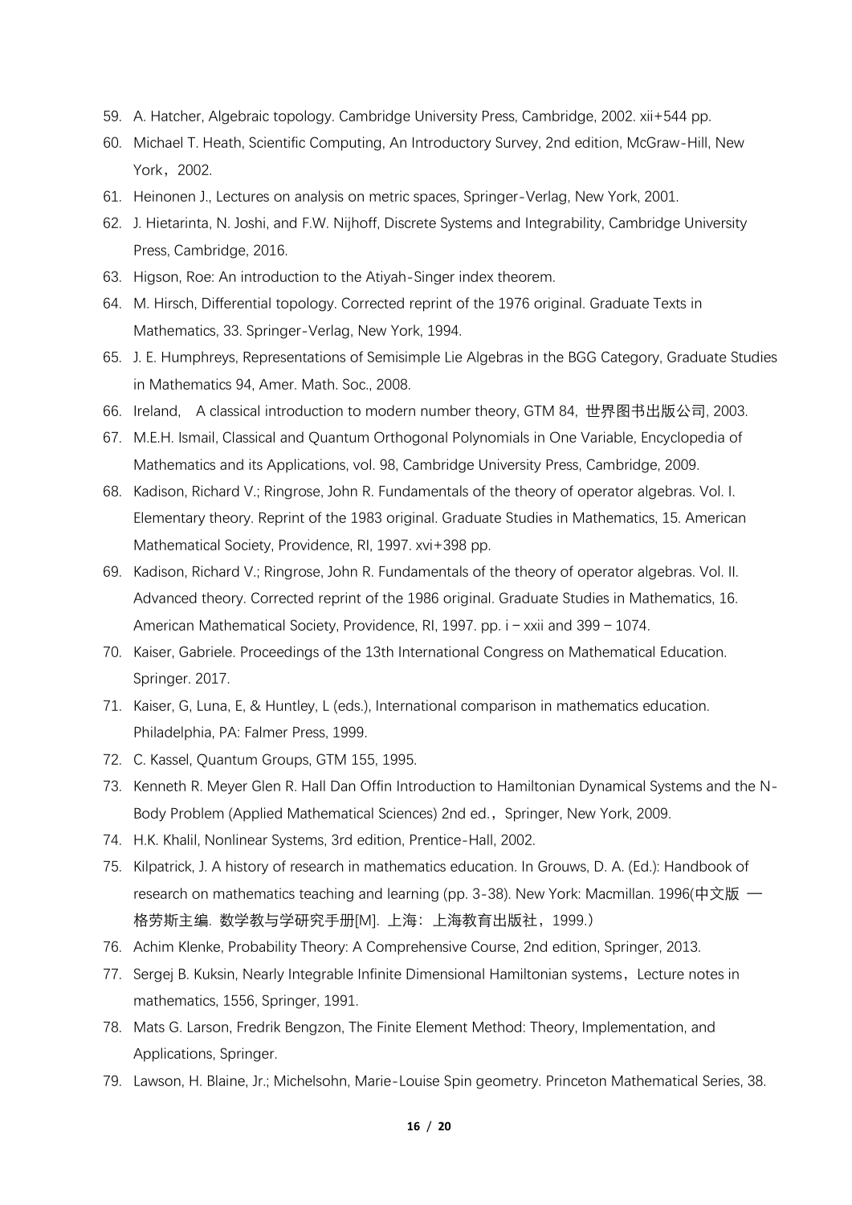59. A. Hatcher, Algebraic topology. Cambridge University Press, Cambridge, 2002. xii+544 pp.
60. Michael T. Heath, Scientific Computing, An Introductory Survey, 2nd edition, McGraw-Hill, New York，2002.
61. Heinonen J., Lectures on analysis on metric spaces, Springer-Verlag, New York, 2001.
62. J. Hietarinta, N. Joshi, and F.W. Nijhoff, Discrete Systems and Integrability, Cambridge University Press, Cambridge, 2016.
63. Higson, Roe: An introduction to the Atiyah-Singer index theorem.
64. M. Hirsch, Differential topology. Corrected reprint of the 1976 original. Graduate Texts in Mathematics, 33. Springer-Verlag, New York, 1994.
65. J. E. Humphreys, Representations of Semisimple Lie Algebras in the BGG Category, Graduate Studies in Mathematics 94, Amer. Math. Soc., 2008.
66. Ireland, A classical introduction to modern number theory, GTM 84, 世界图书出版公司, 2003.
67. M.E.H. Ismail, Classical and Quantum Orthogonal Polynomials in One Variable, Encyclopedia of Mathematics and its Applications, vol. 98, Cambridge University Press, Cambridge, 2009.
68. Kadison, Richard V.; Ringrose, John R. Fundamentals of the theory of operator algebras. Vol. I. Elementary theory. Reprint of the 1983 original. Graduate Studies in Mathematics, 15. American Mathematical Society, Providence, RI, 1997. xvi+398 pp.
69. Kadison, Richard V.; Ringrose, John R. Fundamentals of the theory of operator algebras. Vol. II. Advanced theory. Corrected reprint of the 1986 original. Graduate Studies in Mathematics, 16. American Mathematical Society, Providence, RI, 1997. pp. i – xxii and 399 – 1074.
70. Kaiser, Gabriele. Proceedings of the 13th International Congress on Mathematical Education. Springer. 2017.
71. Kaiser, G, Luna, E, & Huntley, L (eds.), International comparison in mathematics education. Philadelphia, PA: Falmer Press, 1999.
72. C. Kassel, Quantum Groups, GTM 155, 1995.
73. Kenneth R. Meyer Glen R. Hall Dan Offin Introduction to Hamiltonian Dynamical Systems and the N-Body Problem (Applied Mathematical Sciences) 2nd ed.，Springer, New York, 2009.
74. H.K. Khalil, Nonlinear Systems, 3rd edition, Prentice-Hall, 2002.
75. Kilpatrick, J. A history of research in mathematics education. In Grouws, D. A. (Ed.): Handbook of research on mathematics teaching and learning (pp. 3-38). New York: Macmillan. 1996(中文版 — 格劳斯主编. 数学教与学研究手册[M]. 上海：上海教育出版社，1999.)
76. Achim Klenke, Probability Theory: A Comprehensive Course, 2nd edition, Springer, 2013.
77. Sergej B. Kuksin, Nearly Integrable Infinite Dimensional Hamiltonian systems，Lecture notes in mathematics, 1556, Springer, 1991.
78. Mats G. Larson, Fredrik Bengzon, The Finite Element Method: Theory, Implementation, and Applications, Springer.
79. Lawson, H. Blaine, Jr.; Michelsohn, Marie-Louise Spin geometry. Princeton Mathematical Series, 38.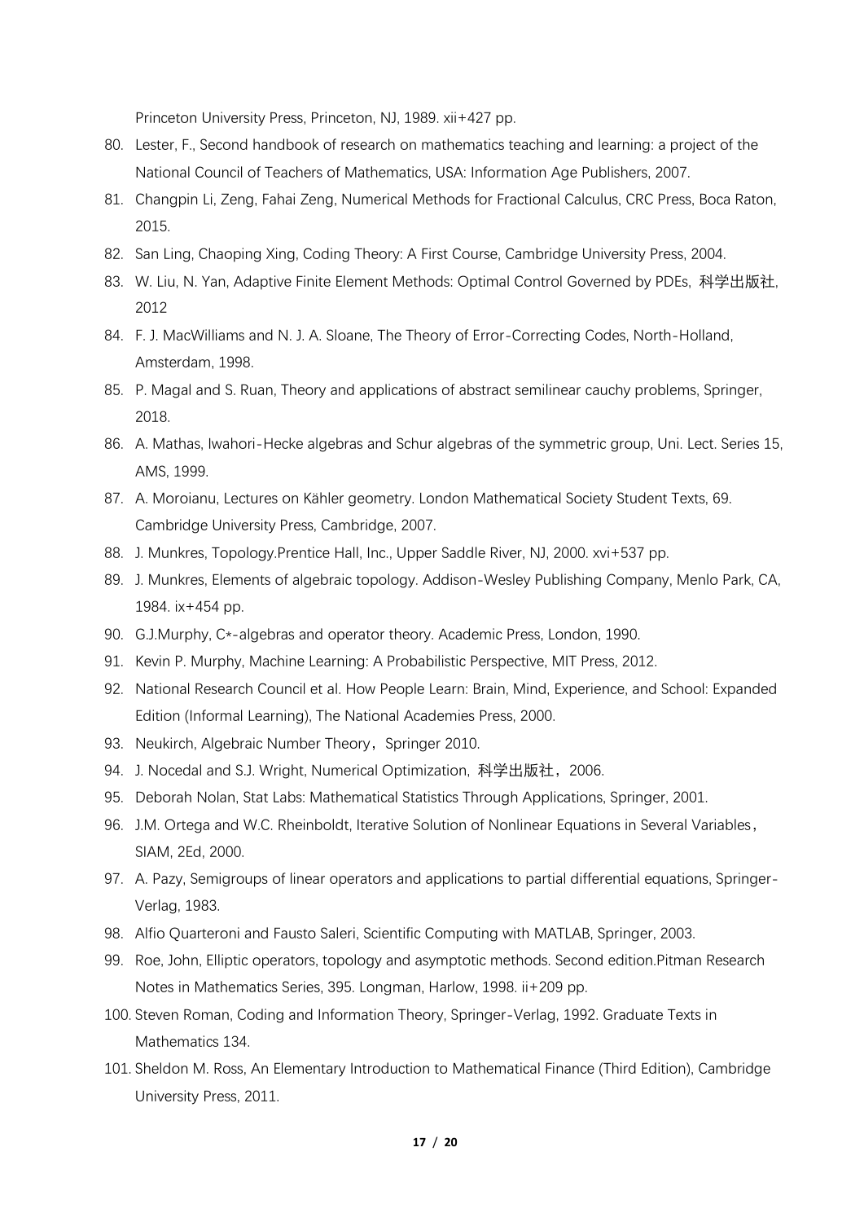Princeton University Press, Princeton, NJ, 1989. xii+427 pp.

80. Lester, F., Second handbook of research on mathematics teaching and learning: a project of the National Council of Teachers of Mathematics, USA: Information Age Publishers, 2007.
81. Changpin Li, Zeng, Fahai Zeng, Numerical Methods for Fractional Calculus, CRC Press, Boca Raton, 2015.
82. San Ling, Chaoping Xing, Coding Theory: A First Course, Cambridge University Press, 2004.
83. W. Liu, N. Yan, Adaptive Finite Element Methods: Optimal Control Governed by PDEs, 科学出版社, 2012
84. F. J. MacWilliams and N. J. A. Sloane, The Theory of Error-Correcting Codes, North-Holland, Amsterdam, 1998.
85. P. Magal and S. Ruan, Theory and applications of abstract semilinear cauchy problems, Springer, 2018.
86. A. Mathas, Iwahori-Hecke algebras and Schur algebras of the symmetric group, Uni. Lect. Series 15, AMS, 1999.
87. A. Moroianu, Lectures on Kähler geometry. London Mathematical Society Student Texts, 69. Cambridge University Press, Cambridge, 2007.
88. J. Munkres, Topology.Prentice Hall, Inc., Upper Saddle River, NJ, 2000. xvi+537 pp.
89. J. Munkres, Elements of algebraic topology. Addison-Wesley Publishing Company, Menlo Park, CA, 1984. ix+454 pp.
90. G.J.Murphy, C*-algebras and operator theory. Academic Press, London, 1990.
91. Kevin P. Murphy, Machine Learning: A Probabilistic Perspective, MIT Press, 2012.
92. National Research Council et al. How People Learn: Brain, Mind, Experience, and School: Expanded Edition (Informal Learning), The National Academies Press, 2000.
93. Neukirch, Algebraic Number Theory，Springer 2010.
94. J. Nocedal and S.J. Wright, Numerical Optimization, 科学出版社，2006.
95. Deborah Nolan, Stat Labs: Mathematical Statistics Through Applications, Springer, 2001.
96. J.M. Ortega and W.C. Rheinboldt, Iterative Solution of Nonlinear Equations in Several Variables，SIAM, 2Ed, 2000.
97. A. Pazy, Semigroups of linear operators and applications to partial differential equations, Springer-Verlag, 1983.
98. Alfio Quarteroni and Fausto Saleri, Scientific Computing with MATLAB, Springer, 2003.
99. Roe, John, Elliptic operators, topology and asymptotic methods. Second edition.Pitman Research Notes in Mathematics Series, 395. Longman, Harlow, 1998. ii+209 pp.
100. Steven Roman, Coding and Information Theory, Springer-Verlag, 1992. Graduate Texts in Mathematics 134.
101. Sheldon M. Ross, An Elementary Introduction to Mathematical Finance (Third Edition), Cambridge University Press, 2011.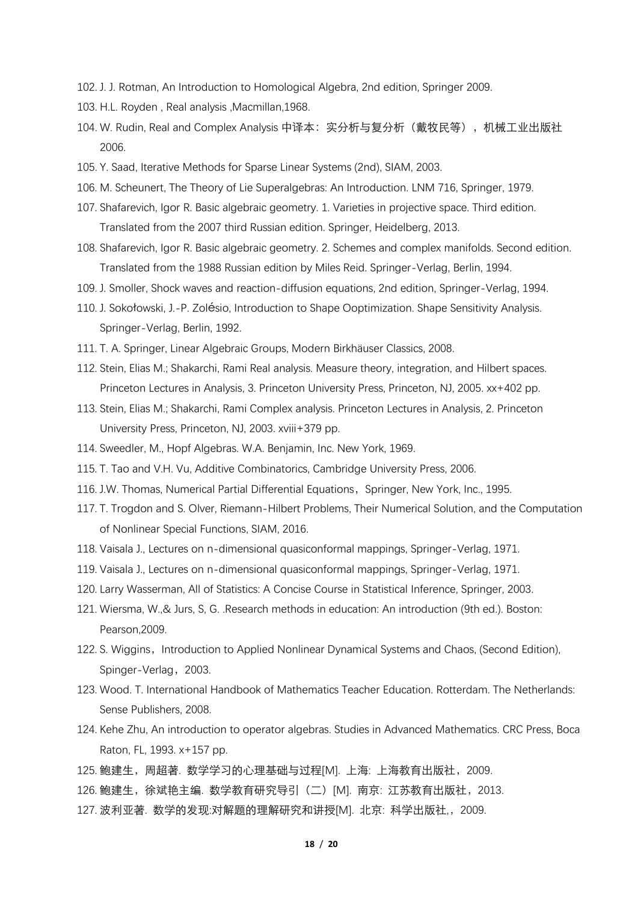102. J. J. Rotman, An Introduction to Homological Algebra, 2nd edition, Springer 2009.
103. H.L. Royden , Real analysis ,Macmillan,1968.
104. W. Rudin, Real and Complex Analysis 中译本：实分析与复分析（戴牧民等），机械工业出版社 2006.
105. Y. Saad, Iterative Methods for Sparse Linear Systems (2nd), SIAM, 2003.
106. M. Scheunert, The Theory of Lie Superalgebras: An Introduction. LNM 716, Springer, 1979.
107. Shafarevich, Igor R. Basic algebraic geometry. 1. Varieties in projective space. Third edition. Translated from the 2007 third Russian edition. Springer, Heidelberg, 2013.
108. Shafarevich, Igor R. Basic algebraic geometry. 2. Schemes and complex manifolds. Second edition. Translated from the 1988 Russian edition by Miles Reid. Springer-Verlag, Berlin, 1994.
109. J. Smoller, Shock waves and reaction-diffusion equations, 2nd edition, Springer-Verlag, 1994.
110. J. Sokołowski, J.-P. Zolésio, Introduction to Shape Ooptimization. Shape Sensitivity Analysis. Springer-Verlag, Berlin, 1992.
111. T. A. Springer, Linear Algebraic Groups, Modern Birkhäuser Classics, 2008.
112. Stein, Elias M.; Shakarchi, Rami Real analysis. Measure theory, integration, and Hilbert spaces. Princeton Lectures in Analysis, 3. Princeton University Press, Princeton, NJ, 2005. xx+402 pp.
113. Stein, Elias M.; Shakarchi, Rami Complex analysis. Princeton Lectures in Analysis, 2. Princeton University Press, Princeton, NJ, 2003. xviii+379 pp.
114. Sweedler, M., Hopf Algebras. W.A. Benjamin, Inc. New York, 1969.
115. T. Tao and V.H. Vu, Additive Combinatorics, Cambridge University Press, 2006.
116. J.W. Thomas, Numerical Partial Differential Equations，Springer, New York, Inc., 1995.
117. T. Trogdon and S. Olver, Riemann-Hilbert Problems, Their Numerical Solution, and the Computation of Nonlinear Special Functions, SIAM, 2016.
118. Vaisala J., Lectures on n-dimensional quasiconformal mappings, Springer-Verlag, 1971.
119. Vaisala J., Lectures on n-dimensional quasiconformal mappings, Springer-Verlag, 1971.
120. Larry Wasserman, All of Statistics: A Concise Course in Statistical Inference, Springer, 2003.
121. Wiersma, W.,& Jurs, S, G. .Research methods in education: An introduction (9th ed.). Boston: Pearson,2009.
122. S. Wiggins，Introduction to Applied Nonlinear Dynamical Systems and Chaos, (Second Edition), Spinger-Verlag，2003.
123. Wood. T. International Handbook of Mathematics Teacher Education. Rotterdam. The Netherlands: Sense Publishers, 2008.
124. Kehe Zhu, An introduction to operator algebras. Studies in Advanced Mathematics. CRC Press, Boca Raton, FL, 1993. x+157 pp.
125. 鲍建生，周超著. 数学学习的心理基础与过程[M]. 上海: 上海教育出版社，2009.
126. 鲍建生，徐斌艳主编. 数学教育研究导引（二）[M]. 南京: 江苏教育出版社，2013.
127. 波利亚著. 数学的发现:对解题的理解研究和讲授[M]. 北京: 科学出版社,，2009.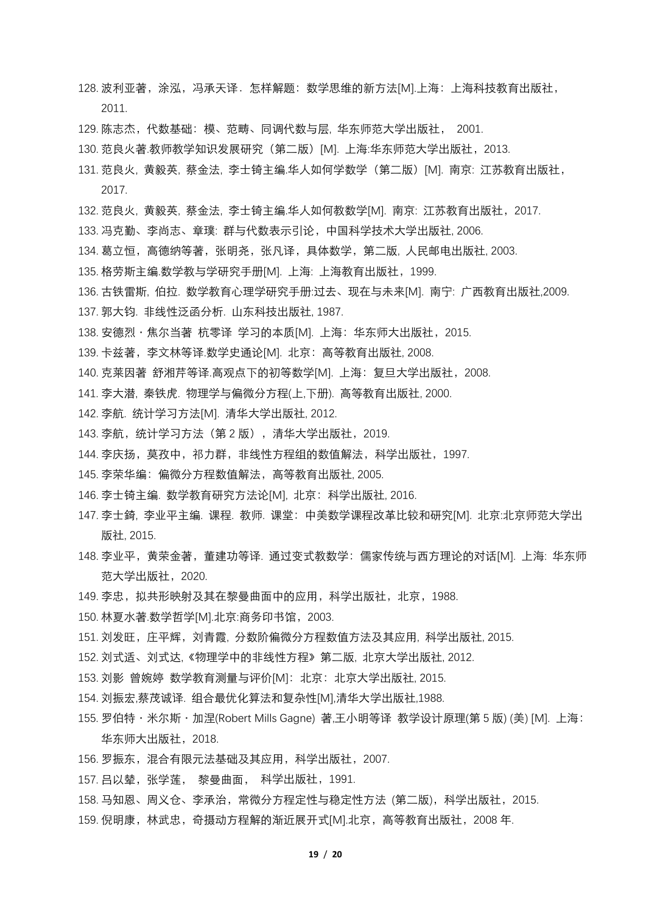128. 波利亚著，涂泓，冯承天译．怎样解题：数学思维的新方法[M].上海：上海科技教育出版社，2011.
129. 陈志杰，代数基础：模、范畴、同调代数与层, 华东师范大学出版社， 2001.
130. 范良火著.教师教学知识发展研究（第二版）[M]. 上海:华东师范大学出版社，2013.
131. 范良火, 黄毅英, 蔡金法, 李士锜主编.华人如何学数学（第二版）[M]. 南京: 江苏教育出版社，2017.
132. 范良火, 黄毅英, 蔡金法, 李士锜主编.华人如何教数学[M]. 南京: 江苏教育出版社，2017.
133. 冯克勤、李尚志、章璞: 群与代数表示引论，中国科学技术大学出版社, 2006.
134. 葛立恒，高德纳等著，张明尧，张凡译，具体数学，第二版, 人民邮电出版社, 2003.
135. 格劳斯主编.数学教与学研究手册[M]. 上海: 上海教育出版社，1999.
136. 古铁雷斯, 伯拉. 数学教育心理学研究手册:过去、现在与未来[M]. 南宁: 广西教育出版社,2009.
137. 郭大钧. 非线性泛函分析. 山东科技出版社, 1987.
138. 安德烈・焦尔当著 杭零译 学习的本质[M]. 上海：华东师大出版社，2015.
139. 卡兹著，李文林等译.数学史通论[M]. 北京：高等教育出版社, 2008.
140. 克莱因著 舒湘芹等译.高观点下的初等数学[M]. 上海：复旦大学出版社，2008.
141. 李大潜, 秦铁虎. 物理学与偏微分方程(上,下册). 高等教育出版社, 2000.
142. 李航. 统计学习方法[M]. 清华大学出版社, 2012.
143. 李航，统计学习方法（第 2 版），清华大学出版社，2019.
144. 李庆扬，莫孜中，祁力群，非线性方程组的数值解法，科学出版社，1997.
145. 李荣华编：偏微分方程数值解法，高等教育出版社, 2005.
146. 李士锜主编. 数学教育研究方法论[M], 北京：科学出版社, 2016.
147. 李士錡, 李业平主编. 课程. 教师. 课堂：中美数学课程改革比较和研究[M]. 北京:北京师范大学出版社, 2015.
148. 李业平，黄荣金著，董建功等译. 通过变式教数学：儒家传统与西方理论的对话[M]. 上海: 华东师范大学出版社，2020.
149. 李忠，拟共形映射及其在黎曼曲面中的应用，科学出版社，北京，1988.
150. 林夏水著.数学哲学[M].北京:商务印书馆，2003.
151. 刘发旺，庄平辉，刘青霞，分数阶偏微分方程数值方法及其应用, 科学出版社, 2015.
152. 刘式适、刘式达,《物理学中的非线性方程》第二版, 北京大学出版社, 2012.
153. 刘影 曾婉婷 数学教育测量与评价[M]：北京：北京大学出版社, 2015.
154. 刘振宏,蔡茂诚译. 组合最优化算法和复杂性[M],清华大学出版社,1988.
155. 罗伯特・米尔斯・加涅(Robert Mills Gagne) 著,王小明等译 教学设计原理(第 5 版) (美) [M]. 上海：华东师大出版社，2018.
156. 罗振东，混合有限元法基础及其应用，科学出版社，2007.
157. 吕以辇，张学莲， 黎曼曲面， 科学出版社，1991.
158. 马知恩、周义仓、李承治，常微分方程定性与稳定性方法 (第二版)，科学出版社，2015.
159. 倪明康，林武忠，奇摄动方程解的渐近展开式[M].北京，高等教育出版社，2008 年.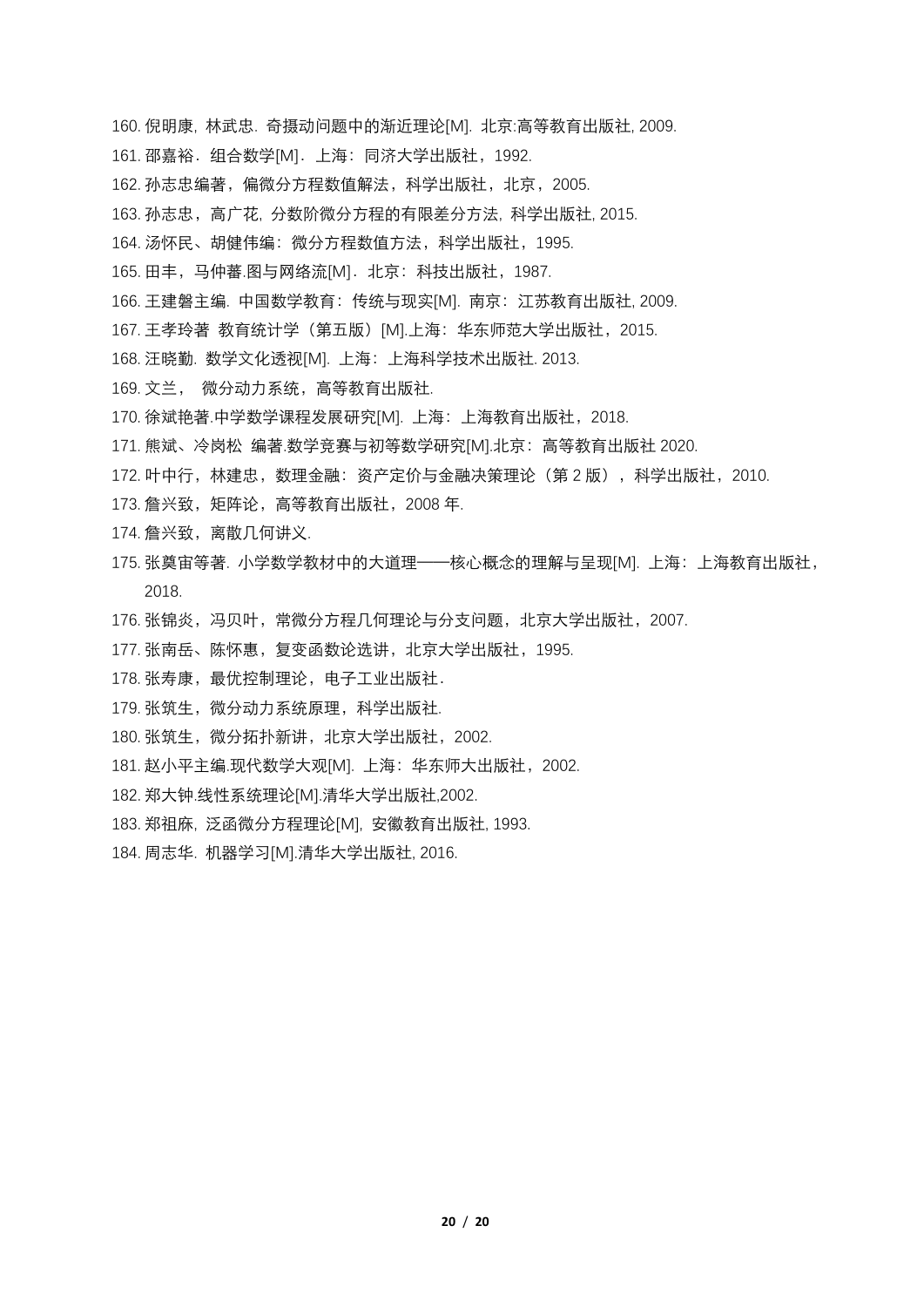160. 倪明康, 林武忠. 奇摄动问题中的渐近理论[M]. 北京:高等教育出版社, 2009.
161. 邵嘉裕．组合数学[M]．上海：同济大学出版社，1992.
162. 孙志忠编著，偏微分方程数值解法，科学出版社，北京，2005.
163. 孙志忠，高广花, 分数阶微分方程的有限差分方法, 科学出版社, 2015.
164. 汤怀民、胡健伟编：微分方程数值方法，科学出版社，1995.
165. 田丰，马仲蕃.图与网络流[M]．北京：科技出版社，1987.
166. 王建磐主编. 中国数学教育：传统与现实[M]. 南京：江苏教育出版社, 2009.
167. 王孝玲著 教育统计学（第五版）[M].上海：华东师范大学出版社，2015.
168. 汪晓勤. 数学文化透视[M]. 上海：上海科学技术出版社. 2013.
169. 文兰， 微分动力系统，高等教育出版社.
170. 徐斌艳著.中学数学课程发展研究[M]. 上海：上海教育出版社，2018.
171. 熊斌、冷岗松 编著.数学竞赛与初等数学研究[M].北京：高等教育出版社 2020.
172. 叶中行，林建忠，数理金融：资产定价与金融决策理论（第 2 版），科学出版社，2010.
173. 詹兴致，矩阵论，高等教育出版社，2008 年.
174. 詹兴致，离散几何讲义.
175. 张奠宙等著. 小学数学教材中的大道理——核心概念的理解与呈现[M]. 上海：上海教育出版社，2018.
176. 张锦炎，冯贝叶，常微分方程几何理论与分支问题，北京大学出版社，2007.
177. 张南岳、陈怀惠，复变函数论选讲，北京大学出版社，1995.
178. 张寿康，最优控制理论，电子工业出版社.
179. 张筑生，微分动力系统原理，科学出版社.
180. 张筑生，微分拓扑新讲，北京大学出版社，2002.
181. 赵小平主编.现代数学大观[M]. 上海：华东师大出版社，2002.
182. 郑大钟.线性系统理论[M].清华大学出版社,2002.
183. 郑祖庥, 泛函微分方程理论[M], 安徽教育出版社, 1993.
184. 周志华. 机器学习[M].清华大学出版社, 2016.